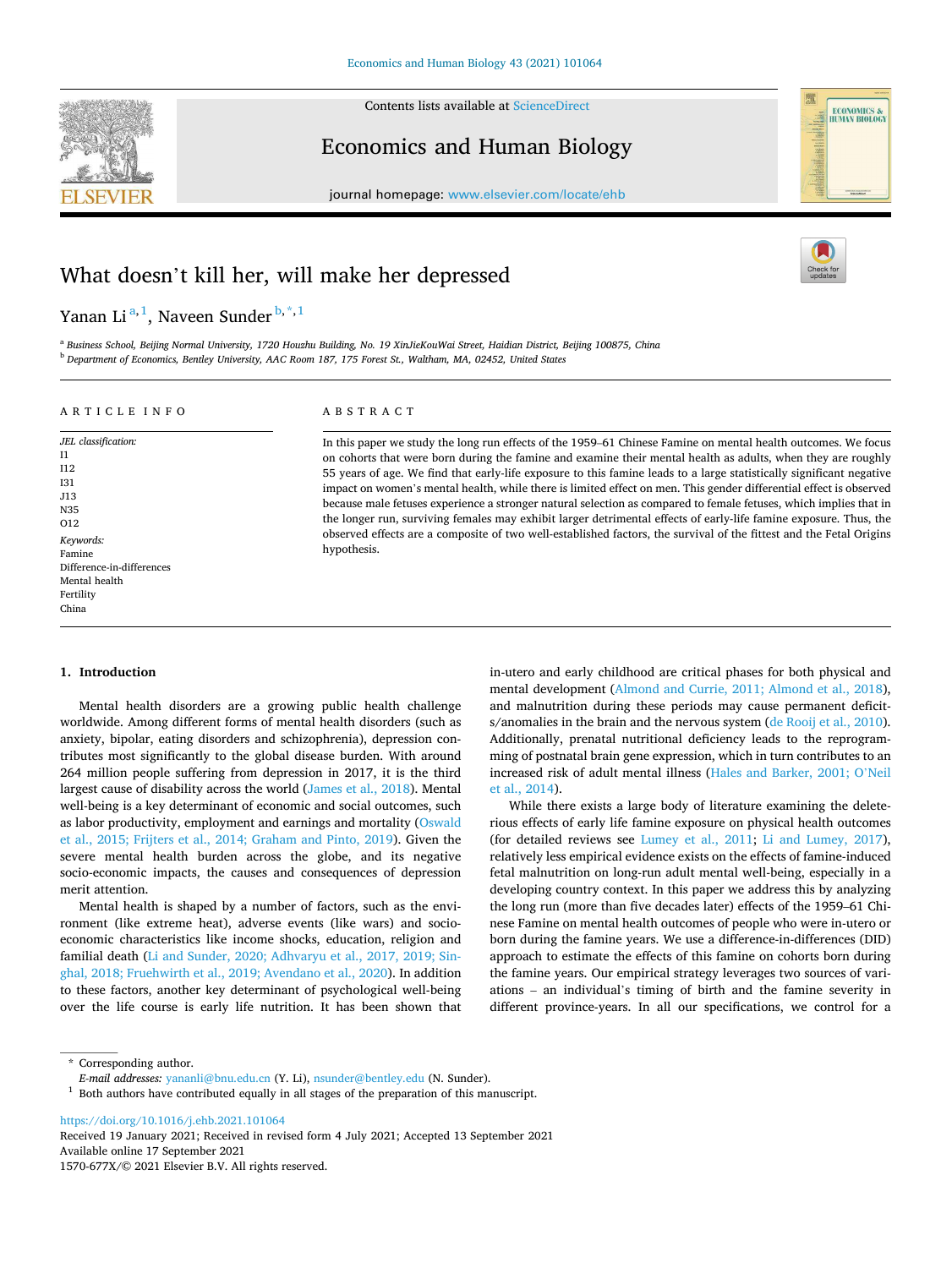# What doesn't kill her, will make her depressed

Yanan Li [a,1], Naveen Sunder [b,*,1]

[a] Business School, Beijing Normal University, 1720 Houzhu Building, No. 19 XinJieKouWai Street, Haidian District, Beijing 100875, China

[b] Department of Economics, Bentley University, AAC Room 187, 175 Forest St., Waltham, MA, 02452, United States

ARTICLE INFO

*JEL classification:*
I1
I12
I31
J13
N35
O12

*Keywords:*
Famine
Difference-in-differences
Mental health
Fertility
China

ABSTRACT

In this paper we study the long run effects of the 1959–61 Chinese Famine on mental health outcomes. We focus on cohorts that were born during the famine and examine their mental health as adults, when they are roughly 55 years of age. We find that early-life exposure to this famine leads to a large statistically significant negative impact on women's mental health, while there is limited effect on men. This gender differential effect is observed because male fetuses experience a stronger natural selection as compared to female fetuses, which implies that in the longer run, surviving females may exhibit larger detrimental effects of early-life famine exposure. Thus, the observed effects are a composite of two well-established factors, the survival of the fittest and the Fetal Origins hypothesis.

## 1. Introduction

Mental health disorders are a growing public health challenge worldwide. Among different forms of mental health disorders (such as anxiety, bipolar, eating disorders and schizophrenia), depression contributes most significantly to the global disease burden. With around 264 million people suffering from depression in 2017, it is the third largest cause of disability across the world (James et al., 2018). Mental well-being is a key determinant of economic and social outcomes, such as labor productivity, employment and earnings and mortality (Oswald et al., 2015; Frijters et al., 2014; Graham and Pinto, 2019). Given the severe mental health burden across the globe, and its negative socio-economic impacts, the causes and consequences of depression merit attention.

Mental health is shaped by a number of factors, such as the environment (like extreme heat), adverse events (like wars) and socio-economic characteristics like income shocks, education, religion and familial death (Li and Sunder, 2020; Adhvaryu et al., 2017, 2019; Singhal, 2018; Fruehwirth et al., 2019; Avendano et al., 2020). In addition to these factors, another key determinant of psychological well-being over the life course is early life nutrition. It has been shown that in-utero and early childhood are critical phases for both physical and mental development (Almond and Currie, 2011; Almond et al., 2018), and malnutrition during these periods may cause permanent deficits/anomalies in the brain and the nervous system (de Rooij et al., 2010). Additionally, prenatal nutritional deficiency leads to the reprogramming of postnatal brain gene expression, which in turn contributes to an increased risk of adult mental illness (Hales and Barker, 2001; O'Neil et al., 2014).

While there exists a large body of literature examining the deleterious effects of early life famine exposure on physical health outcomes (for detailed reviews see Lumey et al., 2011; Li and Lumey, 2017), relatively less empirical evidence exists on the effects of famine-induced fetal malnutrition on long-run adult mental well-being, especially in a developing country context. In this paper we address this by analyzing the long run (more than five decades later) effects of the 1959–61 Chinese Famine on mental health outcomes of people who were in-utero or born during the famine years. We use a difference-in-differences (DID) approach to estimate the effects of this famine on cohorts born during the famine years. Our empirical strategy leverages two sources of variations – an individual's timing of birth and the famine severity in different province-years. In all our specifications, we control for a

* Corresponding author.
*E-mail addresses:* yananli@bnu.edu.cn (Y. Li), nsunder@bentley.edu (N. Sunder).
[1] Both authors have contributed equally in all stages of the preparation of this manuscript.

https://doi.org/10.1016/j.ehb.2021.101064
Received 19 January 2021; Received in revised form 4 July 2021; Accepted 13 September 2021
Available online 17 September 2021
1570-677X/© 2021 Elsevier B.V. All rights reserved.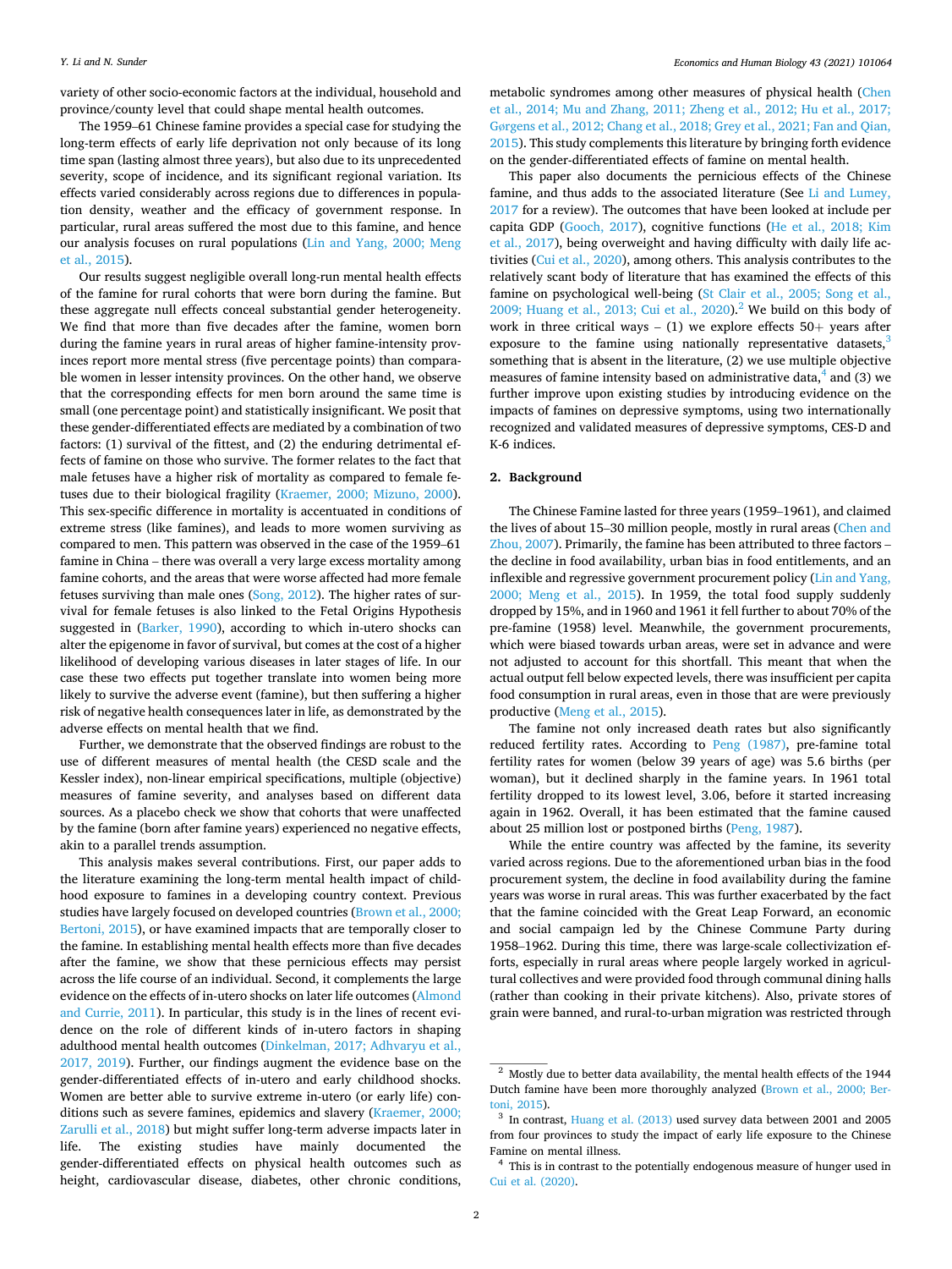variety of other socio-economic factors at the individual, household and province/county level that could shape mental health outcomes.

The 1959–61 Chinese famine provides a special case for studying the long-term effects of early life deprivation not only because of its long time span (lasting almost three years), but also due to its unprecedented severity, scope of incidence, and its significant regional variation. Its effects varied considerably across regions due to differences in population density, weather and the efficacy of government response. In particular, rural areas suffered the most due to this famine, and hence our analysis focuses on rural populations (Lin and Yang, 2000; Meng et al., 2015).

Our results suggest negligible overall long-run mental health effects of the famine for rural cohorts that were born during the famine. But these aggregate null effects conceal substantial gender heterogeneity. We find that more than five decades after the famine, women born during the famine years in rural areas of higher famine-intensity provinces report more mental stress (five percentage points) than comparable women in lesser intensity provinces. On the other hand, we observe that the corresponding effects for men born around the same time is small (one percentage point) and statistically insignificant. We posit that these gender-differentiated effects are mediated by a combination of two factors: (1) survival of the fittest, and (2) the enduring detrimental effects of famine on those who survive. The former relates to the fact that male fetuses have a higher risk of mortality as compared to female fetuses due to their biological fragility (Kraemer, 2000; Mizuno, 2000). This sex-specific difference in mortality is accentuated in conditions of extreme stress (like famines), and leads to more women surviving as compared to men. This pattern was observed in the case of the 1959–61 famine in China – there was overall a very large excess mortality among famine cohorts, and the areas that were worse affected had more female fetuses surviving than male ones (Song, 2012). The higher rates of survival for female fetuses is also linked to the Fetal Origins Hypothesis suggested in (Barker, 1990), according to which in-utero shocks can alter the epigenome in favor of survival, but comes at the cost of a higher likelihood of developing various diseases in later stages of life. In our case these two effects put together translate into women being more likely to survive the adverse event (famine), but then suffering a higher risk of negative health consequences later in life, as demonstrated by the adverse effects on mental health that we find.

Further, we demonstrate that the observed findings are robust to the use of different measures of mental health (the CESD scale and the Kessler index), non-linear empirical specifications, multiple (objective) measures of famine severity, and analyses based on different data sources. As a placebo check we show that cohorts that were unaffected by the famine (born after famine years) experienced no negative effects, akin to a parallel trends assumption.

This analysis makes several contributions. First, our paper adds to the literature examining the long-term mental health impact of childhood exposure to famines in a developing country context. Previous studies have largely focused on developed countries (Brown et al., 2000; Bertoni, 2015), or have examined impacts that are temporally closer to the famine. In establishing mental health effects more than five decades after the famine, we show that these pernicious effects may persist across the life course of an individual. Second, it complements the large evidence on the effects of in-utero shocks on later life outcomes (Almond and Currie, 2011). In particular, this study is in the lines of recent evidence on the role of different kinds of in-utero factors in shaping adulthood mental health outcomes (Dinkelman, 2017; Adhvaryu et al., 2017, 2019). Further, our findings augment the evidence base on the gender-differentiated effects of in-utero and early childhood shocks. Women are better able to survive extreme in-utero (or early life) conditions such as severe famines, epidemics and slavery (Kraemer, 2000; Zarulli et al., 2018) but might suffer long-term adverse impacts later in life. The existing studies have mainly documented the gender-differentiated effects on physical health outcomes such as height, cardiovascular disease, diabetes, other chronic conditions, metabolic syndromes among other measures of physical health (Chen et al., 2014; Mu and Zhang, 2011; Zheng et al., 2012; Hu et al., 2017; Gørgens et al., 2012; Chang et al., 2018; Grey et al., 2021; Fan and Qian, 2015). This study complements this literature by bringing forth evidence on the gender-differentiated effects of famine on mental health.

This paper also documents the pernicious effects of the Chinese famine, and thus adds to the associated literature (See Li and Lumey, 2017 for a review). The outcomes that have been looked at include per capita GDP (Gooch, 2017), cognitive functions (He et al., 2018; Kim et al., 2017), being overweight and having difficulty with daily life activities (Cui et al., 2020), among others. This analysis contributes to the relatively scant body of literature that has examined the effects of this famine on psychological well-being (St Clair et al., 2005; Song et al., 2009; Huang et al., 2013; Cui et al., 2020).[2] We build on this body of work in three critical ways – (1) we explore effects 50+ years after exposure to the famine using nationally representative datasets,[3] something that is absent in the literature, (2) we use multiple objective measures of famine intensity based on administrative data,[4] and (3) we further improve upon existing studies by introducing evidence on the impacts of famines on depressive symptoms, using two internationally recognized and validated measures of depressive symptoms, CES-D and K-6 indices.

## 2. Background

The Chinese Famine lasted for three years (1959–1961), and claimed the lives of about 15–30 million people, mostly in rural areas (Chen and Zhou, 2007). Primarily, the famine has been attributed to three factors – the decline in food availability, urban bias in food entitlements, and an inflexible and regressive government procurement policy (Lin and Yang, 2000; Meng et al., 2015). In 1959, the total food supply suddenly dropped by 15%, and in 1960 and 1961 it fell further to about 70% of the pre-famine (1958) level. Meanwhile, the government procurements, which were biased towards urban areas, were set in advance and were not adjusted to account for this shortfall. This meant that when the actual output fell below expected levels, there was insufficient per capita food consumption in rural areas, even in those that are were previously productive (Meng et al., 2015).

The famine not only increased death rates but also significantly reduced fertility rates. According to Peng (1987), pre-famine total fertility rates for women (below 39 years of age) was 5.6 births (per woman), but it declined sharply in the famine years. In 1961 total fertility dropped to its lowest level, 3.06, before it started increasing again in 1962. Overall, it has been estimated that the famine caused about 25 million lost or postponed births (Peng, 1987).

While the entire country was affected by the famine, its severity varied across regions. Due to the aforementioned urban bias in the food procurement system, the decline in food availability during the famine years was worse in rural areas. This was further exacerbated by the fact that the famine coincided with the Great Leap Forward, an economic and social campaign led by the Chinese Commune Party during 1958–1962. During this time, there was large-scale collectivization efforts, especially in rural areas where people largely worked in agricultural collectives and were provided food through communal dining halls (rather than cooking in their private kitchens). Also, private stores of grain were banned, and rural-to-urban migration was restricted through

[2] Mostly due to better data availability, the mental health effects of the 1944 Dutch famine have been more thoroughly analyzed (Brown et al., 2000; Bertoni, 2015).

[3] In contrast, Huang et al. (2013) used survey data between 2001 and 2005 from four provinces to study the impact of early life exposure to the Chinese Famine on mental illness.

[4] This is in contrast to the potentially endogenous measure of hunger used in Cui et al. (2020).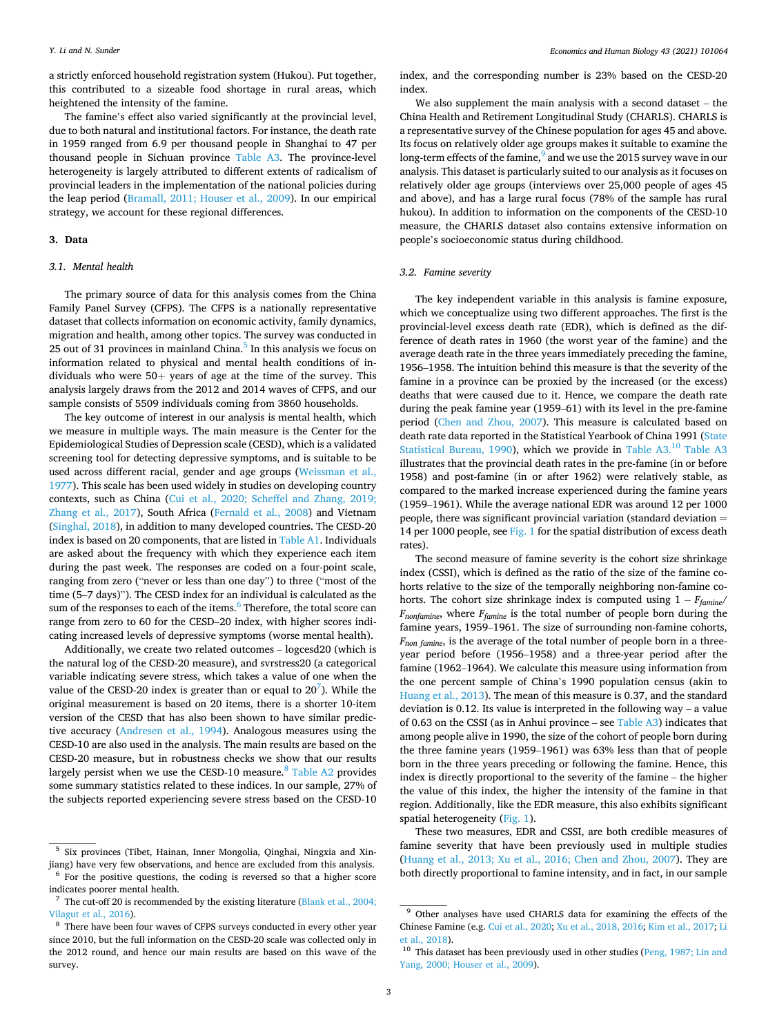a strictly enforced household registration system (Hukou). Put together, this contributed to a sizeable food shortage in rural areas, which heightened the intensity of the famine.

The famine's effect also varied significantly at the provincial level, due to both natural and institutional factors. For instance, the death rate in 1959 ranged from 6.9 per thousand people in Shanghai to 47 per thousand people in Sichuan province Table A3. The province-level heterogeneity is largely attributed to different extents of radicalism of provincial leaders in the implementation of the national policies during the leap period (Bramall, 2011; Houser et al., 2009). In our empirical strategy, we account for these regional differences.

## 3. Data

### 3.1. Mental health

The primary source of data for this analysis comes from the China Family Panel Survey (CFPS). The CFPS is a nationally representative dataset that collects information on economic activity, family dynamics, migration and health, among other topics. The survey was conducted in 25 out of 31 provinces in mainland China.[5] In this analysis we focus on information related to physical and mental health conditions of individuals who were 50+ years of age at the time of the survey. This analysis largely draws from the 2012 and 2014 waves of CFPS, and our sample consists of 5509 individuals coming from 3860 households.

The key outcome of interest in our analysis is mental health, which we measure in multiple ways. The main measure is the Center for the Epidemiological Studies of Depression scale (CESD), which is a validated screening tool for detecting depressive symptoms, and is suitable to be used across different racial, gender and age groups (Weissman et al., 1977). This scale has been used widely in studies on developing country contexts, such as China (Cui et al., 2020; Scheffel and Zhang, 2019; Zhang et al., 2017), South Africa (Fernald et al., 2008) and Vietnam (Singhal, 2018), in addition to many developed countries. The CESD-20 index is based on 20 components, that are listed in Table A1. Individuals are asked about the frequency with which they experience each item during the past week. The responses are coded on a four-point scale, ranging from zero ("never or less than one day") to three ("most of the time (5–7 days)"). The CESD index for an individual is calculated as the sum of the responses to each of the items.[6] Therefore, the total score can range from zero to 60 for the CESD–20 index, with higher scores indicating increased levels of depressive symptoms (worse mental health).

Additionally, we create two related outcomes – logcesd20 (which is the natural log of the CESD-20 measure), and svrstress20 (a categorical variable indicating severe stress, which takes a value of one when the value of the CESD-20 index is greater than or equal to 20[7]). While the original measurement is based on 20 items, there is a shorter 10-item version of the CESD that has also been shown to have similar predictive accuracy (Andresen et al., 1994). Analogous measures using the CESD-10 are also used in the analysis. The main results are based on the CESD-20 measure, but in robustness checks we show that our results largely persist when we use the CESD-10 measure.[8] Table A2 provides some summary statistics related to these indices. In our sample, 27% of the subjects reported experiencing severe stress based on the CESD-10 index, and the corresponding number is 23% based on the CESD-20 index.

We also supplement the main analysis with a second dataset – the China Health and Retirement Longitudinal Study (CHARLS). CHARLS is a representative survey of the Chinese population for ages 45 and above. Its focus on relatively older age groups makes it suitable to examine the long-term effects of the famine,[9] and we use the 2015 survey wave in our analysis. This dataset is particularly suited to our analysis as it focuses on relatively older age groups (interviews over 25,000 people of ages 45 and above), and has a large rural focus (78% of the sample has rural hukou). In addition to information on the components of the CESD-10 measure, the CHARLS dataset also contains extensive information on people's socioeconomic status during childhood.

### 3.2. Famine severity

The key independent variable in this analysis is famine exposure, which we conceptualize using two different approaches. The first is the provincial-level excess death rate (EDR), which is defined as the difference of death rates in 1960 (the worst year of the famine) and the average death rate in the three years immediately preceding the famine, 1956–1958. The intuition behind this measure is that the severity of the famine in a province can be proxied by the increased (or the excess) deaths that were caused due to it. Hence, we compare the death rate during the peak famine year (1959–61) with its level in the pre-famine period (Chen and Zhou, 2007). This measure is calculated based on death rate data reported in the Statistical Yearbook of China 1991 (State Statistical Bureau, 1990), which we provide in Table A3.[10] Table A3 illustrates that the provincial death rates in the pre-famine (in or before 1958) and post-famine (in or after 1962) were relatively stable, as compared to the marked increase experienced during the famine years (1959–1961). While the average national EDR was around 12 per 1000 people, there was significant provincial variation (standard deviation = 14 per 1000 people, see Fig. 1 for the spatial distribution of excess death rates).

The second measure of famine severity is the cohort size shrinkage index (CSSI), which is defined as the ratio of the size of the famine cohorts relative to the size of the temporally neighboring non-famine cohorts. The cohort size shrinkage index is computed using $1 - F_{famine}/F_{nonfamine}$, where $F_{famine}$ is the total number of people born during the famine years, 1959–1961. The size of surrounding non-famine cohorts, $F_{non\ famine}$, is the average of the total number of people born in a three-year period before (1956–1958) and a three-year period after the famine (1962–1964). We calculate this measure using information from the one percent sample of China's 1990 population census (akin to Huang et al., 2013). The mean of this measure is 0.37, and the standard deviation is 0.12. Its value is interpreted in the following way – a value of 0.63 on the CSSI (as in Anhui province – see Table A3) indicates that among people alive in 1990, the size of the cohort of people born during the three famine years (1959–1961) was 63% less than that of people born in the three years preceding or following the famine. Hence, this index is directly proportional to the severity of the famine – the higher the value of this index, the higher the intensity of the famine in that region. Additionally, like the EDR measure, this also exhibits significant spatial heterogeneity (Fig. 1).

These two measures, EDR and CSSI, are both credible measures of famine severity that have been previously used in multiple studies (Huang et al., 2013; Xu et al., 2016; Chen and Zhou, 2007). They are both directly proportional to famine intensity, and in fact, in our sample

---

[5] Six provinces (Tibet, Hainan, Inner Mongolia, Qinghai, Ningxia and Xinjiang) have very few observations, and hence are excluded from this analysis.

[6] For the positive questions, the coding is reversed so that a higher score indicates poorer mental health.

[7] The cut-off 20 is recommended by the existing literature (Blank et al., 2004; Vilagut et al., 2016).

[8] There have been four waves of CFPS surveys conducted in every other year since 2010, but the full information on the CESD-20 scale was collected only in the 2012 round, and hence our main results are based on this wave of the survey.

[9] Other analyses have used CHARLS data for examining the effects of the Chinese Famine (e.g. Cui et al., 2020; Xu et al., 2018, 2016; Kim et al., 2017; Li et al., 2018).

[10] This dataset has been previously used in other studies (Peng, 1987; Lin and Yang, 2000; Houser et al., 2009).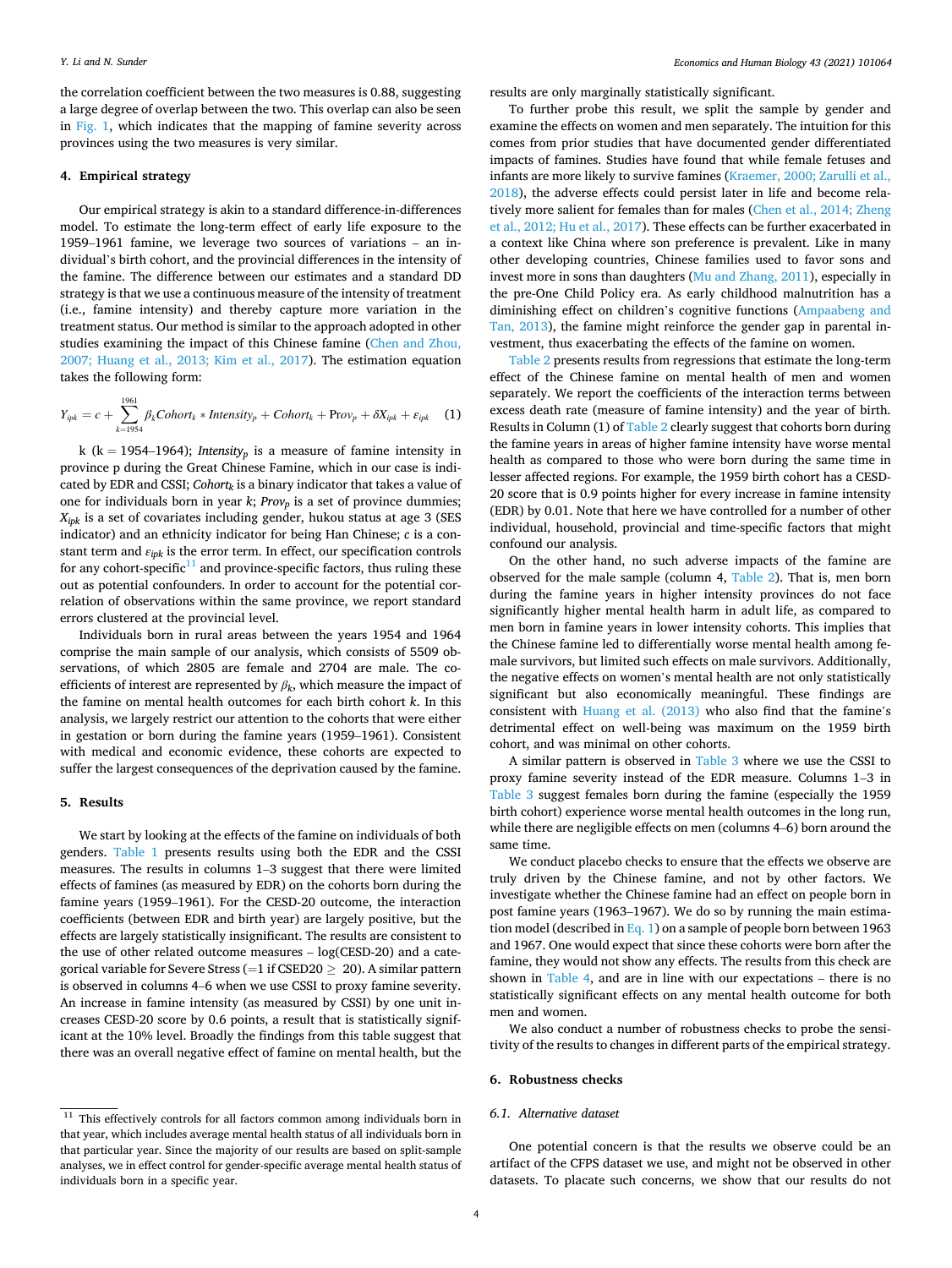the correlation coefficient between the two measures is 0.88, suggesting a large degree of overlap between the two. This overlap can also be seen in Fig. 1, which indicates that the mapping of famine severity across provinces using the two measures is very similar.

## 4. Empirical strategy

Our empirical strategy is akin to a standard difference-in-differences model. To estimate the long-term effect of early life exposure to the 1959–1961 famine, we leverage two sources of variations – an individual's birth cohort, and the provincial differences in the intensity of the famine. The difference between our estimates and a standard DD strategy is that we use a continuous measure of the intensity of treatment (i.e., famine intensity) and thereby capture more variation in the treatment status. Our method is similar to the approach adopted in other studies examining the impact of this Chinese famine (Chen and Zhou, 2007; Huang et al., 2013; Kim et al., 2017). The estimation equation takes the following form:

$$Y_{ipk} = c + \sum_{k=1954}^{1961} \beta_k Cohort_k * Intensity_p + Cohort_k + \text{Prov}_p + \delta X_{ipk} + \varepsilon_{ipk} \quad (1)$$

k (k = 1954–1964); $Intensity_p$ is a measure of famine intensity in province p during the Great Chinese Famine, which in our case is indicated by EDR and CSSI; $Cohort_k$ is a binary indicator that takes a value of one for individuals born in year $k$; $Prov_p$ is a set of province dummies; $X_{ipk}$ is a set of covariates including gender, hukou status at age 3 (SES indicator) and an ethnicity indicator for being Han Chinese; $c$ is a constant term and $\varepsilon_{ipk}$ is the error term. In effect, our specification controls for any cohort-specific[11] and province-specific factors, thus ruling these out as potential confounders. In order to account for the potential correlation of observations within the same province, we report standard errors clustered at the provincial level.

Individuals born in rural areas between the years 1954 and 1964 comprise the main sample of our analysis, which consists of 5509 observations, of which 2805 are female and 2704 are male. The coefficients of interest are represented by $\beta_k$, which measure the impact of the famine on mental health outcomes for each birth cohort $k$. In this analysis, we largely restrict our attention to the cohorts that were either in gestation or born during the famine years (1959–1961). Consistent with medical and economic evidence, these cohorts are expected to suffer the largest consequences of the deprivation caused by the famine.

## 5. Results

We start by looking at the effects of the famine on individuals of both genders. Table 1 presents results using both the EDR and the CSSI measures. The results in columns 1–3 suggest that there were limited effects of famines (as measured by EDR) on the cohorts born during the famine years (1959–1961). For the CESD-20 outcome, the interaction coefficients (between EDR and birth year) are largely positive, but the effects are largely statistically insignificant. The results are consistent to the use of other related outcome measures – log(CESD-20) and a categorical variable for Severe Stress (=1 if CSED20 ≥ 20). A similar pattern is observed in columns 4–6 when we use CSSI to proxy famine severity. An increase in famine intensity (as measured by CSSI) by one unit increases CESD-20 score by 0.6 points, a result that is statistically significant at the 10% level. Broadly the findings from this table suggest that there was an overall negative effect of famine on mental health, but the results are only marginally statistically significant.

To further probe this result, we split the sample by gender and examine the effects on women and men separately. The intuition for this comes from prior studies that have documented gender differentiated impacts of famines. Studies have found that while female fetuses and infants are more likely to survive famines (Kraemer, 2000; Zarulli et al., 2018), the adverse effects could persist later in life and become relatively more salient for females than for males (Chen et al., 2014; Zheng et al., 2012; Hu et al., 2017). These effects can be further exacerbated in a context like China where son preference is prevalent. Like in many other developing countries, Chinese families used to favor sons and invest more in sons than daughters (Mu and Zhang, 2011), especially in the pre-One Child Policy era. As early childhood malnutrition has a diminishing effect on children's cognitive functions (Ampaabeng and Tan, 2013), the famine might reinforce the gender gap in parental investment, thus exacerbating the effects of the famine on women.

Table 2 presents results from regressions that estimate the long-term effect of the Chinese famine on mental health of men and women separately. We report the coefficients of the interaction terms between excess death rate (measure of famine intensity) and the year of birth. Results in Column (1) of Table 2 clearly suggest that cohorts born during the famine years in areas of higher famine intensity have worse mental health as compared to those who were born during the same time in lesser affected regions. For example, the 1959 birth cohort has a CESD-20 score that is 0.9 points higher for every increase in famine intensity (EDR) by 0.01. Note that here we have controlled for a number of other individual, household, provincial and time-specific factors that might confound our analysis.

On the other hand, no such adverse impacts of the famine are observed for the male sample (column 4, Table 2). That is, men born during the famine years in higher intensity provinces do not face significantly higher mental health harm in adult life, as compared to men born in famine years in lower intensity cohorts. This implies that the Chinese famine led to differentially worse mental health among female survivors, but limited such effects on male survivors. Additionally, the negative effects on women's mental health are not only statistically significant but also economically meaningful. These findings are consistent with Huang et al. (2013) who also find that the famine's detrimental effect on well-being was maximum on the 1959 birth cohort, and was minimal on other cohorts.

A similar pattern is observed in Table 3 where we use the CSSI to proxy famine severity instead of the EDR measure. Columns 1–3 in Table 3 suggest females born during the famine (especially the 1959 birth cohort) experience worse mental health outcomes in the long run, while there are negligible effects on men (columns 4–6) born around the same time.

We conduct placebo checks to ensure that the effects we observe are truly driven by the Chinese famine, and not by other factors. We investigate whether the Chinese famine had an effect on people born in post famine years (1963–1967). We do so by running the main estimation model (described in Eq. 1) on a sample of people born between 1963 and 1967. One would expect that since these cohorts were born after the famine, they would not show any effects. The results from this check are shown in Table 4, and are in line with our expectations – there is no statistically significant effects on any mental health outcome for both men and women.

We also conduct a number of robustness checks to probe the sensitivity of the results to changes in different parts of the empirical strategy.

## 6. Robustness checks

### 6.1. Alternative dataset

One potential concern is that the results we observe could be an artifact of the CFPS dataset we use, and might not be observed in other datasets. To placate such concerns, we show that our results do not

[11] This effectively controls for all factors common among individuals born in that year, which includes average mental health status of all individuals born in that particular year. Since the majority of our results are based on split-sample analyses, we in effect control for gender-specific average mental health status of individuals born in a specific year.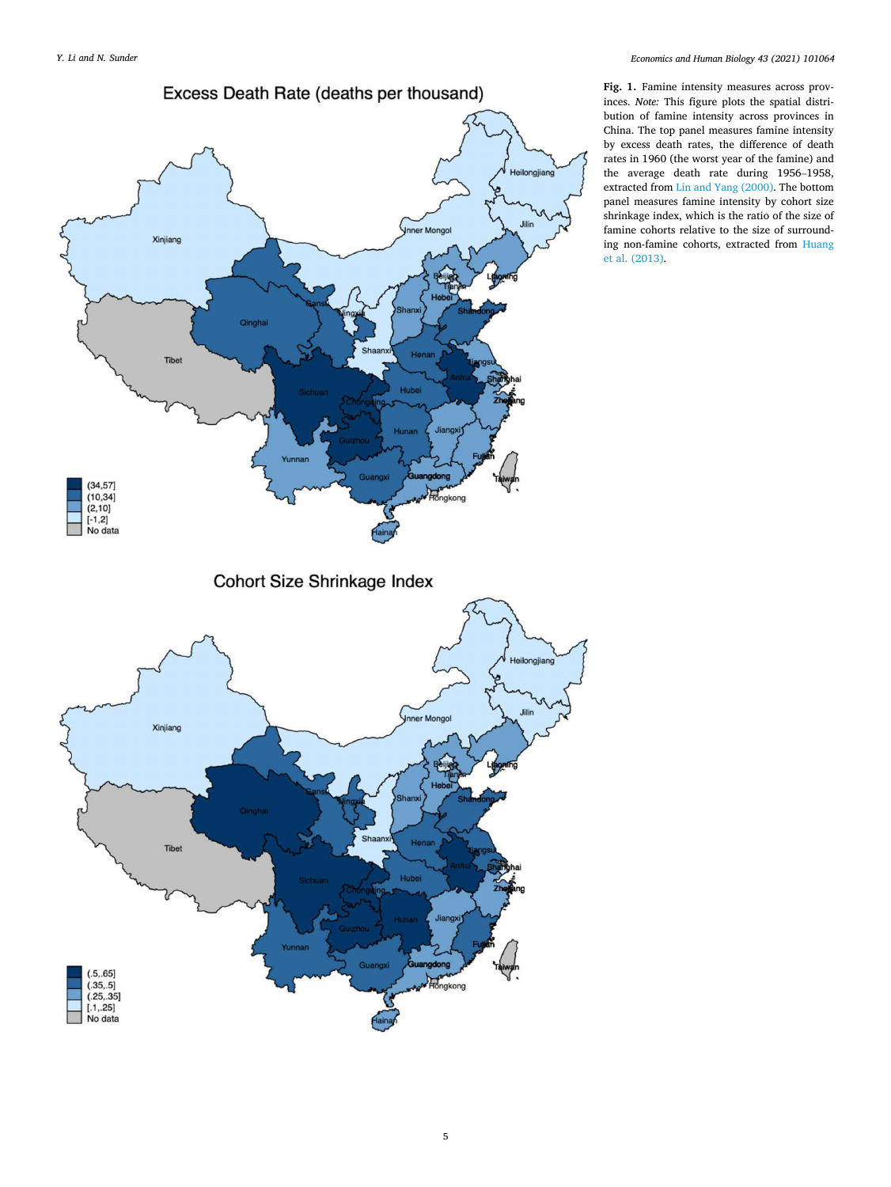**Fig. 1.** Famine intensity measures across provinces. *Note:* This figure plots the spatial distribution of famine intensity across provinces in China. The top panel measures famine intensity by excess death rates, the difference of death rates in 1960 (the worst year of the famine) and the average death rate during 1956–1958, extracted from Lin and Yang (2000). The bottom panel measures famine intensity by cohort size shrinkage index, which is the ratio of the size of famine cohorts relative to the size of surrounding non-famine cohorts, extracted from Huang et al. (2013).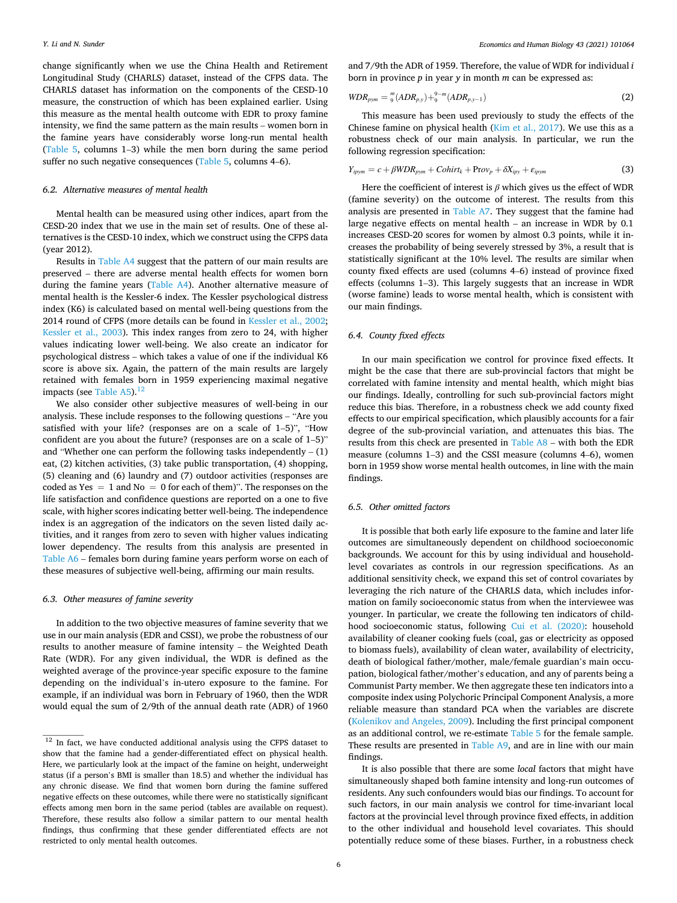change significantly when we use the China Health and Retirement Longitudinal Study (CHARLS) dataset, instead of the CFPS data. The CHARLS dataset has information on the components of the CESD-10 measure, the construction of which has been explained earlier. Using this measure as the mental health outcome with EDR to proxy famine intensity, we find the same pattern as the main results – women born in the famine years have considerably worse long-run mental health (Table 5, columns 1–3) while the men born during the same period suffer no such negative consequences (Table 5, columns 4–6).

### 6.2. Alternative measures of mental health

Mental health can be measured using other indices, apart from the CESD-20 index that we use in the main set of results. One of these alternatives is the CESD-10 index, which we construct using the CFPS data (year 2012).

Results in Table A4 suggest that the pattern of our main results are preserved – there are adverse mental health effects for women born during the famine years (Table A4). Another alternative measure of mental health is the Kessler-6 index. The Kessler psychological distress index (K6) is calculated based on mental well-being questions from the 2014 round of CFPS (more details can be found in Kessler et al., 2002; Kessler et al., 2003). This index ranges from zero to 24, with higher values indicating lower well-being. We also create an indicator for psychological distress – which takes a value of one if the individual K6 score is above six. Again, the pattern of the main results are largely retained with females born in 1959 experiencing maximal negative impacts (see Table A5).[12]

We also consider other subjective measures of well-being in our analysis. These include responses to the following questions – "Are you satisfied with your life? (responses are on a scale of 1–5)", "How confident are you about the future? (responses are on a scale of 1–5)" and "Whether one can perform the following tasks independently – (1) eat, (2) kitchen activities, (3) take public transportation, (4) shopping, (5) cleaning and (6) laundry and (7) outdoor activities (responses are coded as Yes = 1 and No = 0 for each of them)". The responses on the life satisfaction and confidence questions are reported on a one to five scale, with higher scores indicating better well-being. The independence index is an aggregation of the indicators on the seven listed daily activities, and it ranges from zero to seven with higher values indicating lower dependency. The results from this analysis are presented in Table A6 – females born during famine years perform worse on each of these measures of subjective well-being, affirming our main results.

### 6.3. Other measures of famine severity

In addition to the two objective measures of famine severity that we use in our main analysis (EDR and CSSI), we probe the robustness of our results to another measure of famine intensity – the Weighted Death Rate (WDR). For any given individual, the WDR is defined as the weighted average of the province-year specific exposure to the famine depending on the individual's in-utero exposure to the famine. For example, if an individual was born in February of 1960, then the WDR would equal the sum of 2/9th of the annual death rate (ADR) of 1960 and 7/9th the ADR of 1959. Therefore, the value of WDR for individual $i$ born in province $p$ in year $y$ in month $m$ can be expressed as:

$$WDR_{pym} = \frac{m}{9}(ADR_{p,y}) + \frac{9-m}{9}(ADR_{p,y-1}) \tag{2}$$

This measure has been used previously to study the effects of the Chinese famine on physical health (Kim et al., 2017). We use this as a robustness check of our main analysis. In particular, we run the following regression specification:

$$Y_{ipym} = c + \beta WDR_{pym} + Cohirt_k + Prov_p + \delta X_{ipy} + \varepsilon_{ipym} \tag{3}$$

Here the coefficient of interest is $\beta$ which gives us the effect of WDR (famine severity) on the outcome of interest. The results from this analysis are presented in Table A7. They suggest that the famine had large negative effects on mental health – an increase in WDR by 0.1 increases CESD-20 scores for women by almost 0.3 points, while it increases the probability of being severely stressed by 3%, a result that is statistically significant at the 10% level. The results are similar when county fixed effects are used (columns 4–6) instead of province fixed effects (columns 1–3). This largely suggests that an increase in WDR (worse famine) leads to worse mental health, which is consistent with our main findings.

### 6.4. County fixed effects

In our main specification we control for province fixed effects. It might be the case that there are sub-provincial factors that might be correlated with famine intensity and mental health, which might bias our findings. Ideally, controlling for such sub-provincial factors might reduce this bias. Therefore, in a robustness check we add county fixed effects to our empirical specification, which plausibly accounts for a fair degree of the sub-provincial variation, and attenuates this bias. The results from this check are presented in Table A8 – with both the EDR measure (columns 1–3) and the CSSI measure (columns 4–6), women born in 1959 show worse mental health outcomes, in line with the main findings.

### 6.5. Other omitted factors

It is possible that both early life exposure to the famine and later life outcomes are simultaneously dependent on childhood socioeconomic backgrounds. We account for this by using individual and household-level covariates as controls in our regression specifications. As an additional sensitivity check, we expand this set of control covariates by leveraging the rich nature of the CHARLS data, which includes information on family socioeconomic status from when the interviewee was younger. In particular, we create the following ten indicators of childhood socioeconomic status, following Cui et al. (2020): household availability of cleaner cooking fuels (coal, gas or electricity as opposed to biomass fuels), availability of clean water, availability of electricity, death of biological father/mother, male/female guardian's main occupation, biological father/mother's education, and any of parents being a Communist Party member. We then aggregate these ten indicators into a composite index using Polychoric Principal Component Analysis, a more reliable measure than standard PCA when the variables are discrete (Kolenikov and Angeles, 2009). Including the first principal component as an additional control, we re-estimate Table 5 for the female sample. These results are presented in Table A9, and are in line with our main findings.

It is also possible that there are some *local* factors that might have simultaneously shaped both famine intensity and long-run outcomes of residents. Any such confounders would bias our findings. To account for such factors, in our main analysis we control for time-invariant local factors at the provincial level through province fixed effects, in addition to the other individual and household level covariates. This should potentially reduce some of these biases. Further, in a robustness check

---

[12] In fact, we have conducted additional analysis using the CFPS dataset to show that the famine had a gender-differentiated effect on physical health. Here, we particularly look at the impact of the famine on height, underweight status (if a person's BMI is smaller than 18.5) and whether the individual has any chronic disease. We find that women born during the famine suffered negative effects on these outcomes, while there were no statistically significant effects among men born in the same period (tables are available on request). Therefore, these results also follow a similar pattern to our mental health findings, thus confirming that these gender differentiated effects are not restricted to only mental health outcomes.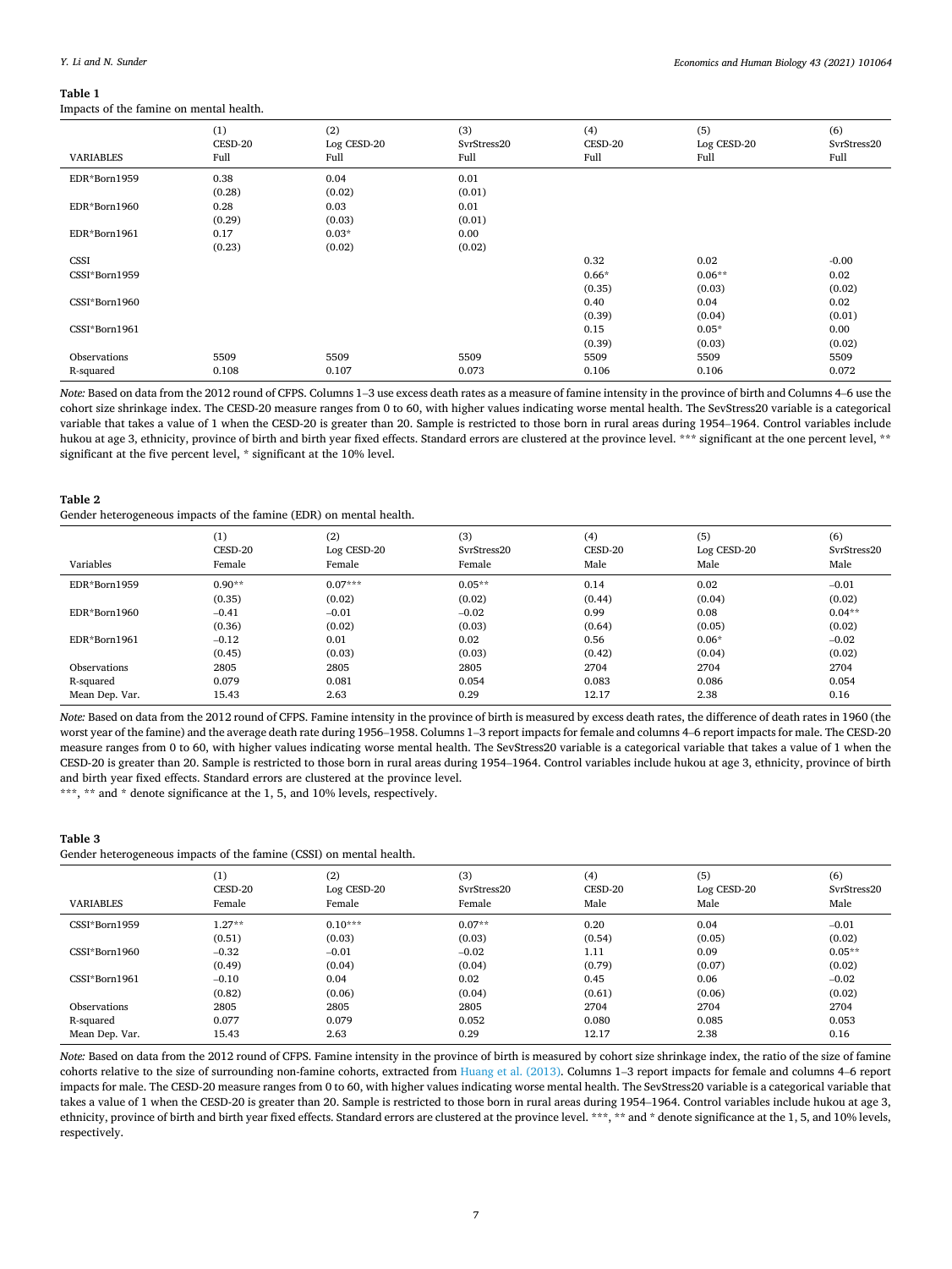**Table 1**

Impacts of the famine on mental health.

| VARIABLES | (1) CESD-20 Full | (2) Log CESD-20 Full | (3) SvrStress20 Full | (4) CESD-20 Full | (5) Log CESD-20 Full | (6) SvrStress20 Full |
|---|---|---|---|---|---|---|
| EDR*Born1959 | 0.38 | 0.04 | 0.01 | | | |
| | (0.28) | (0.02) | (0.01) | | | |
| EDR*Born1960 | 0.28 | 0.03 | 0.01 | | | |
| | (0.29) | (0.03) | (0.01) | | | |
| EDR*Born1961 | 0.17 | 0.03* | 0.00 | | | |
| | (0.23) | (0.02) | (0.02) | | | |
| CSSI | | | | 0.32 | 0.02 | -0.00 |
| CSSI*Born1959 | | | | 0.66* | 0.06** | 0.02 |
| | | | | (0.35) | (0.03) | (0.02) |
| CSSI*Born1960 | | | | 0.40 | 0.04 | 0.02 |
| | | | | (0.39) | (0.04) | (0.01) |
| CSSI*Born1961 | | | | 0.15 | 0.05* | 0.00 |
| | | | | (0.39) | (0.03) | (0.02) |
| Observations | 5509 | 5509 | 5509 | 5509 | 5509 | 5509 |
| R-squared | 0.108 | 0.107 | 0.073 | 0.106 | 0.106 | 0.072 |

*Note:* Based on data from the 2012 round of CFPS. Columns 1–3 use excess death rates as a measure of famine intensity in the province of birth and Columns 4–6 use the cohort size shrinkage index. The CESD-20 measure ranges from 0 to 60, with higher values indicating worse mental health. The SevStress20 variable is a categorical variable that takes a value of 1 when the CESD-20 is greater than 20. Sample is restricted to those born in rural areas during 1954–1964. Control variables include hukou at age 3, ethnicity, province of birth and birth year fixed effects. Standard errors are clustered at the province level. *** significant at the one percent level, ** significant at the five percent level, * significant at the 10% level.

**Table 2**

Gender heterogeneous impacts of the famine (EDR) on mental health.

| Variables | (1) CESD-20 Female | (2) Log CESD-20 Female | (3) SvrStress20 Female | (4) CESD-20 Male | (5) Log CESD-20 Male | (6) SvrStress20 Male |
|---|---|---|---|---|---|---|
| EDR*Born1959 | 0.90** | 0.07*** | 0.05** | 0.14 | 0.02 | −0.01 |
| | (0.35) | (0.02) | (0.02) | (0.44) | (0.04) | (0.02) |
| EDR*Born1960 | −0.41 | −0.01 | −0.02 | 0.99 | 0.08 | 0.04** |
| | (0.36) | (0.02) | (0.03) | (0.64) | (0.05) | (0.02) |
| EDR*Born1961 | −0.12 | 0.01 | 0.02 | 0.56 | 0.06* | −0.02 |
| | (0.45) | (0.03) | (0.03) | (0.42) | (0.04) | (0.02) |
| Observations | 2805 | 2805 | 2805 | 2704 | 2704 | 2704 |
| R-squared | 0.079 | 0.081 | 0.054 | 0.083 | 0.086 | 0.054 |
| Mean Dep. Var. | 15.43 | 2.63 | 0.29 | 12.17 | 2.38 | 0.16 |

*Note:* Based on data from the 2012 round of CFPS. Famine intensity in the province of birth is measured by excess death rates, the difference of death rates in 1960 (the worst year of the famine) and the average death rate during 1956–1958. Columns 1–3 report impacts for female and columns 4–6 report impacts for male. The CESD-20 measure ranges from 0 to 60, with higher values indicating worse mental health. The SevStress20 variable is a categorical variable that takes a value of 1 when the CESD-20 is greater than 20. Sample is restricted to those born in rural areas during 1954–1964. Control variables include hukou at age 3, ethnicity, province of birth and birth year fixed effects. Standard errors are clustered at the province level.

***, ** and * denote significance at the 1, 5, and 10% levels, respectively.

**Table 3**

Gender heterogeneous impacts of the famine (CSSI) on mental health.

| VARIABLES | (1) CESD-20 Female | (2) Log CESD-20 Female | (3) SvrStress20 Female | (4) CESD-20 Male | (5) Log CESD-20 Male | (6) SvrStress20 Male |
|---|---|---|---|---|---|---|
| CSSI*Born1959 | 1.27** | 0.10*** | 0.07** | 0.20 | 0.04 | −0.01 |
| | (0.51) | (0.03) | (0.03) | (0.54) | (0.05) | (0.02) |
| CSSI*Born1960 | −0.32 | −0.01 | −0.02 | 1.11 | 0.09 | 0.05** |
| | (0.49) | (0.04) | (0.04) | (0.79) | (0.07) | (0.02) |
| CSSI*Born1961 | −0.10 | 0.04 | 0.02 | 0.45 | 0.06 | −0.02 |
| | (0.82) | (0.06) | (0.04) | (0.61) | (0.06) | (0.02) |
| Observations | 2805 | 2805 | 2805 | 2704 | 2704 | 2704 |
| R-squared | 0.077 | 0.079 | 0.052 | 0.080 | 0.085 | 0.053 |
| Mean Dep. Var. | 15.43 | 2.63 | 0.29 | 12.17 | 2.38 | 0.16 |

*Note:* Based on data from the 2012 round of CFPS. Famine intensity in the province of birth is measured by cohort size shrinkage index, the ratio of the size of famine cohorts relative to the size of surrounding non-famine cohorts, extracted from Huang et al. (2013). Columns 1–3 report impacts for female and columns 4–6 report impacts for male. The CESD-20 measure ranges from 0 to 60, with higher values indicating worse mental health. The SevStress20 variable is a categorical variable that takes a value of 1 when the CESD-20 is greater than 20. Sample is restricted to those born in rural areas during 1954–1964. Control variables include hukou at age 3, ethnicity, province of birth and birth year fixed effects. Standard errors are clustered at the province level. ***, ** and * denote significance at the 1, 5, and 10% levels, respectively.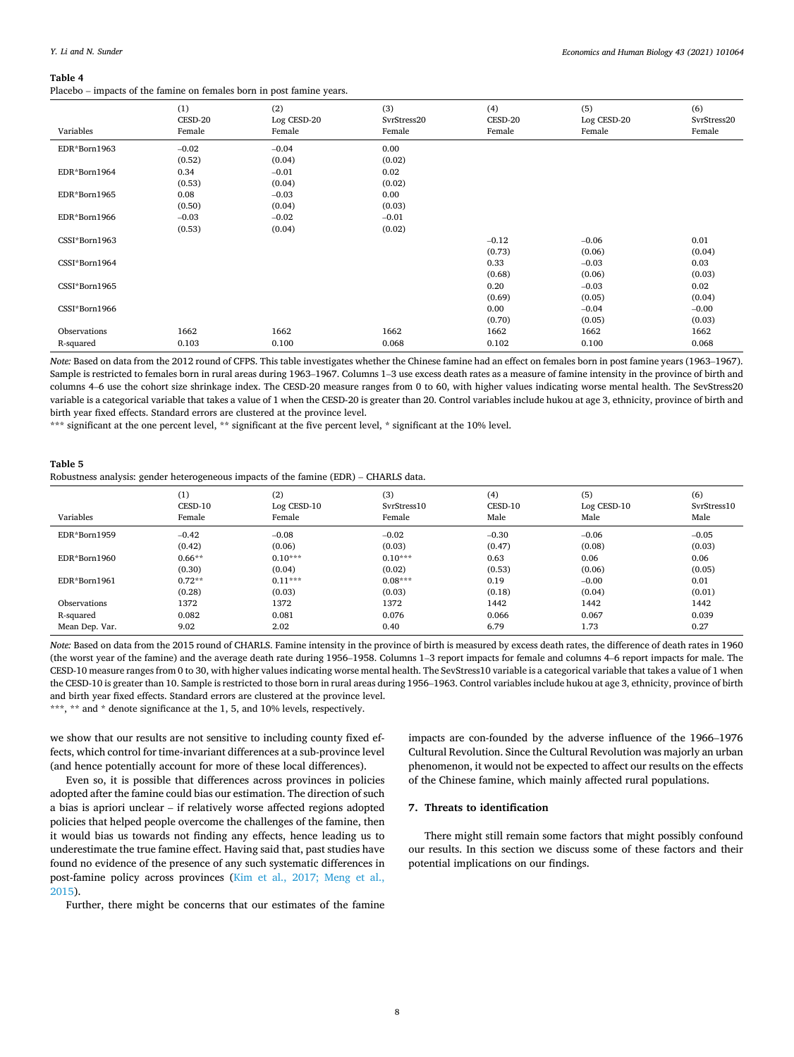**Table 4**

Placebo – impacts of the famine on females born in post famine years.

| Variables | (1) CESD-20 Female | (2) Log CESD-20 Female | (3) SvrStress20 Female | (4) CESD-20 Female | (5) Log CESD-20 Female | (6) SvrStress20 Female |
|---|---|---|---|---|---|---|
| EDR*Born1963 | −0.02 | −0.04 | 0.00 | | | |
| | (0.52) | (0.04) | (0.02) | | | |
| EDR*Born1964 | 0.34 | −0.01 | 0.02 | | | |
| | (0.53) | (0.04) | (0.02) | | | |
| EDR*Born1965 | 0.08 | −0.03 | 0.00 | | | |
| | (0.50) | (0.04) | (0.03) | | | |
| EDR*Born1966 | −0.03 | −0.02 | −0.01 | | | |
| | (0.53) | (0.04) | (0.02) | | | |
| CSSI*Born1963 | | | | −0.12 | −0.06 | 0.01 |
| | | | | (0.73) | (0.06) | (0.04) |
| CSSI*Born1964 | | | | 0.33 | −0.03 | 0.03 |
| | | | | (0.68) | (0.06) | (0.03) |
| CSSI*Born1965 | | | | 0.20 | −0.03 | 0.02 |
| | | | | (0.69) | (0.05) | (0.04) |
| CSSI*Born1966 | | | | 0.00 | −0.04 | −0.00 |
| | | | | (0.70) | (0.05) | (0.03) |
| Observations | 1662 | 1662 | 1662 | 1662 | 1662 | 1662 |
| R-squared | 0.103 | 0.100 | 0.068 | 0.102 | 0.100 | 0.068 |

*Note:* Based on data from the 2012 round of CFPS. This table investigates whether the Chinese famine had an effect on females born in post famine years (1963–1967). Sample is restricted to females born in rural areas during 1963–1967. Columns 1–3 use excess death rates as a measure of famine intensity in the province of birth and columns 4–6 use the cohort size shrinkage index. The CESD-20 measure ranges from 0 to 60, with higher values indicating worse mental health. The SevStress20 variable is a categorical variable that takes a value of 1 when the CESD-20 is greater than 20. Control variables include hukou at age 3, ethnicity, province of birth and birth year fixed effects. Standard errors are clustered at the province level.

*** significant at the one percent level, ** significant at the five percent level, * significant at the 10% level.

**Table 5**

Robustness analysis: gender heterogeneous impacts of the famine (EDR) – CHARLS data.

| Variables | (1) CESD-10 Female | (2) Log CESD-10 Female | (3) SvrStress10 Female | (4) CESD-10 Male | (5) Log CESD-10 Male | (6) SvrStress10 Male |
|---|---|---|---|---|---|---|
| EDR*Born1959 | −0.42 | −0.08 | −0.02 | −0.30 | −0.06 | −0.05 |
| | (0.42) | (0.06) | (0.03) | (0.47) | (0.08) | (0.03) |
| EDR*Born1960 | 0.66** | 0.10*** | 0.10*** | 0.63 | 0.06 | 0.06 |
| | (0.30) | (0.04) | (0.02) | (0.53) | (0.06) | (0.05) |
| EDR*Born1961 | 0.72** | 0.11*** | 0.08*** | 0.19 | −0.00 | 0.01 |
| | (0.28) | (0.03) | (0.03) | (0.18) | (0.04) | (0.01) |
| Observations | 1372 | 1372 | 1372 | 1442 | 1442 | 1442 |
| R-squared | 0.082 | 0.081 | 0.076 | 0.066 | 0.067 | 0.039 |
| Mean Dep. Var. | 9.02 | 2.02 | 0.40 | 6.79 | 1.73 | 0.27 |

*Note:* Based on data from the 2015 round of CHARLS. Famine intensity in the province of birth is measured by excess death rates, the difference of death rates in 1960 (the worst year of the famine) and the average death rate during 1956–1958. Columns 1–3 report impacts for female and columns 4–6 report impacts for male. The CESD-10 measure ranges from 0 to 30, with higher values indicating worse mental health. The SevStress10 variable is a categorical variable that takes a value of 1 when the CESD-10 is greater than 10. Sample is restricted to those born in rural areas during 1956–1963. Control variables include hukou at age 3, ethnicity, province of birth and birth year fixed effects. Standard errors are clustered at the province level.

***, ** and * denote significance at the 1, 5, and 10% levels, respectively.

we show that our results are not sensitive to including county fixed effects, which control for time-invariant differences at a sub-province level (and hence potentially account for more of these local differences).

Even so, it is possible that differences across provinces in policies adopted after the famine could bias our estimation. The direction of such a bias is apriori unclear – if relatively worse affected regions adopted policies that helped people overcome the challenges of the famine, then it would bias us towards not finding any effects, hence leading us to underestimate the true famine effect. Having said that, past studies have found no evidence of the presence of any such systematic differences in post-famine policy across provinces (Kim et al., 2017; Meng et al., 2015).

Further, there might be concerns that our estimates of the famine impacts are con-founded by the adverse influence of the 1966–1976 Cultural Revolution. Since the Cultural Revolution was majorly an urban phenomenon, it would not be expected to affect our results on the effects of the Chinese famine, which mainly affected rural populations.

## 7. Threats to identification

There might still remain some factors that might possibly confound our results. In this section we discuss some of these factors and their potential implications on our findings.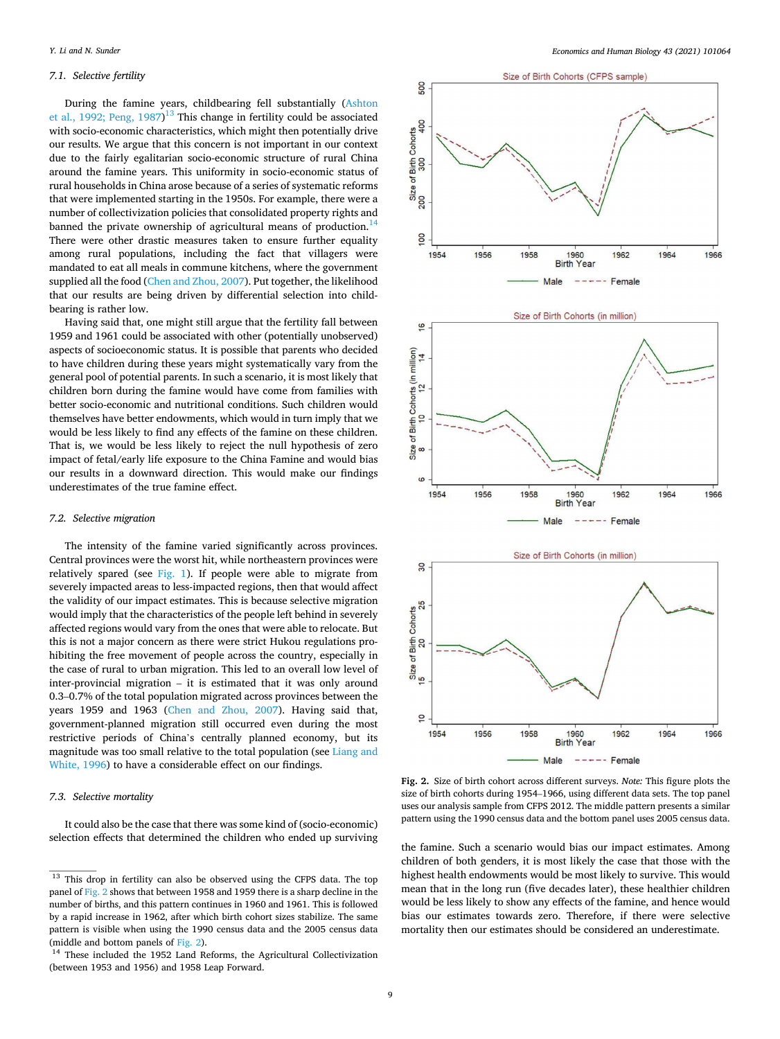### 7.1. Selective fertility

During the famine years, childbearing fell substantially (Ashton et al., 1992; Peng, 1987)[13] This change in fertility could be associated with socio-economic characteristics, which might then potentially drive our results. We argue that this concern is not important in our context due to the fairly egalitarian socio-economic structure of rural China around the famine years. This uniformity in socio-economic status of rural households in China arose because of a series of systematic reforms that were implemented starting in the 1950s. For example, there were a number of collectivization policies that consolidated property rights and banned the private ownership of agricultural means of production.[14] There were other drastic measures taken to ensure further equality among rural populations, including the fact that villagers were mandated to eat all meals in commune kitchens, where the government supplied all the food (Chen and Zhou, 2007). Put together, the likelihood that our results are being driven by differential selection into childbearing is rather low.

Having said that, one might still argue that the fertility fall between 1959 and 1961 could be associated with other (potentially unobserved) aspects of socioeconomic status. It is possible that parents who decided to have children during these years might systematically vary from the general pool of potential parents. In such a scenario, it is most likely that children born during the famine would have come from families with better socio-economic and nutritional conditions. Such children would themselves have better endowments, which would in turn imply that we would be less likely to find any effects of the famine on these children. That is, we would be less likely to reject the null hypothesis of zero impact of fetal/early life exposure to the China Famine and would bias our results in a downward direction. This would make our findings underestimates of the true famine effect.

### 7.2. Selective migration

The intensity of the famine varied significantly across provinces. Central provinces were the worst hit, while northeastern provinces were relatively spared (see Fig. 1). If people were able to migrate from severely impacted areas to less-impacted regions, then that would affect the validity of our impact estimates. This is because selective migration would imply that the characteristics of the people left behind in severely affected regions would vary from the ones that were able to relocate. But this is not a major concern as there were strict Hukou regulations prohibiting the free movement of people across the country, especially in the case of rural to urban migration. This led to an overall low level of inter-provincial migration – it is estimated that it was only around 0.3–0.7% of the total population migrated across provinces between the years 1959 and 1963 (Chen and Zhou, 2007). Having said that, government-planned migration still occurred even during the most restrictive periods of China's centrally planned economy, but its magnitude was too small relative to the total population (see Liang and White, 1996) to have a considerable effect on our findings.

### 7.3. Selective mortality

It could also be the case that there was some kind of (socio-economic) selection effects that determined the children who ended up surviving the famine. Such a scenario would bias our impact estimates. Among children of both genders, it is most likely the case that those with the highest health endowments would be most likely to survive. This would mean that in the long run (five decades later), these healthier children would be less likely to show any effects of the famine, and hence would bias our estimates towards zero. Therefore, if there were selective mortality then our estimates should be considered an underestimate.

**Fig. 2.** Size of birth cohort across different surveys. *Note:* This figure plots the size of birth cohorts during 1954–1966, using different data sets. The top panel uses our analysis sample from CFPS 2012. The middle pattern presents a similar pattern using the 1990 census data and the bottom panel uses 2005 census data.

---

[13] This drop in fertility can also be observed using the CFPS data. The top panel of Fig. 2 shows that between 1958 and 1959 there is a sharp decline in the number of births, and this pattern continues in 1960 and 1961. This is followed by a rapid increase in 1962, after which birth cohort sizes stabilize. The same pattern is visible when using the 1990 census data and the 2005 census data (middle and bottom panels of Fig. 2).

[14] These included the 1952 Land Reforms, the Agricultural Collectivization (between 1953 and 1956) and 1958 Leap Forward.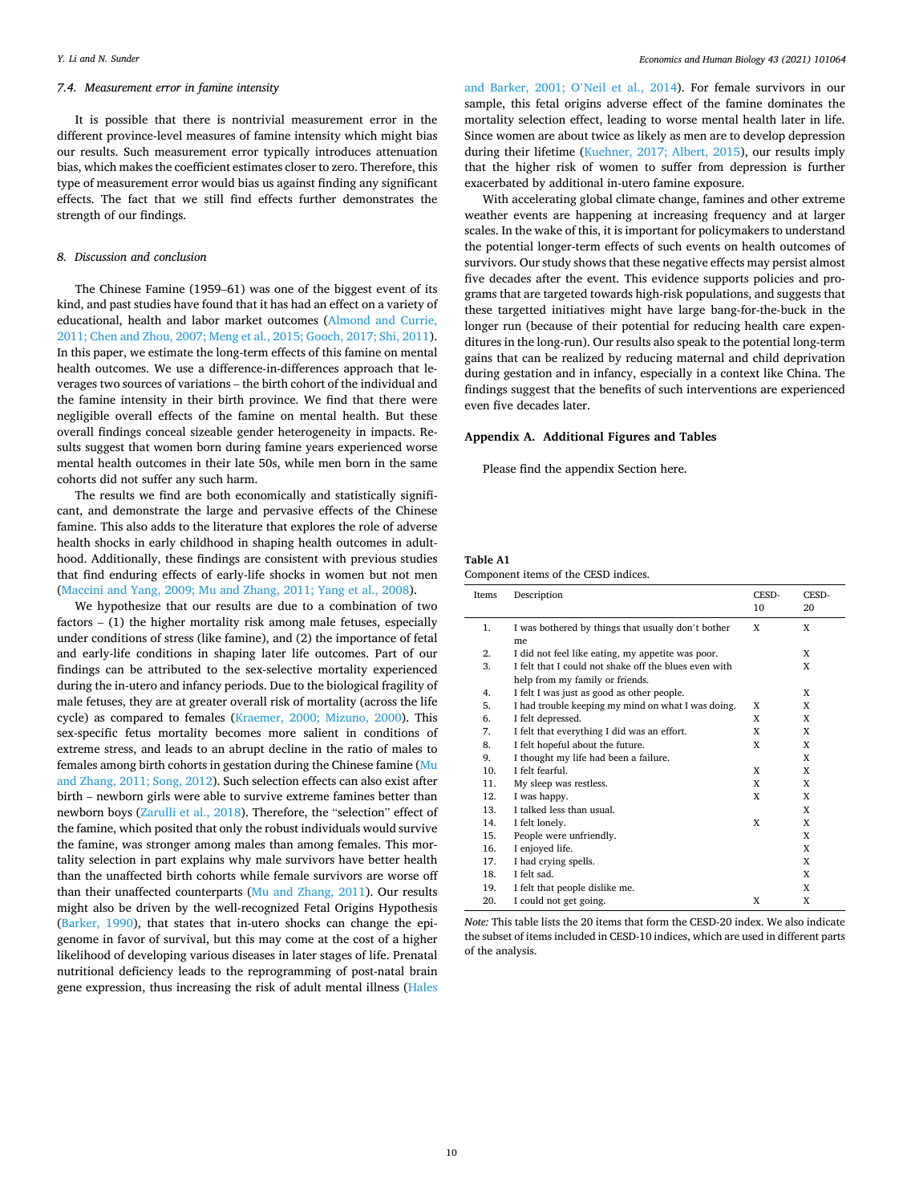### 7.4. Measurement error in famine intensity

It is possible that there is nontrivial measurement error in the different province-level measures of famine intensity which might bias our results. Such measurement error typically introduces attenuation bias, which makes the coefficient estimates closer to zero. Therefore, this type of measurement error would bias us against finding any significant effects. The fact that we still find effects further demonstrates the strength of our findings.

## 8. Discussion and conclusion

The Chinese Famine (1959–61) was one of the biggest event of its kind, and past studies have found that it has had an effect on a variety of educational, health and labor market outcomes (Almond and Currie, 2011; Chen and Zhou, 2007; Meng et al., 2015; Gooch, 2017; Shi, 2011). In this paper, we estimate the long-term effects of this famine on mental health outcomes. We use a difference-in-differences approach that leverages two sources of variations – the birth cohort of the individual and the famine intensity in their birth province. We find that there were negligible overall effects of the famine on mental health. But these overall findings conceal sizeable gender heterogeneity in impacts. Results suggest that women born during famine years experienced worse mental health outcomes in their late 50s, while men born in the same cohorts did not suffer any such harm.

The results we find are both economically and statistically significant, and demonstrate the large and pervasive effects of the Chinese famine. This also adds to the literature that explores the role of adverse health shocks in early childhood in shaping health outcomes in adulthood. Additionally, these findings are consistent with previous studies that find enduring effects of early-life shocks in women but not men (Maccini and Yang, 2009; Mu and Zhang, 2011; Yang et al., 2008).

We hypothesize that our results are due to a combination of two factors – (1) the higher mortality risk among male fetuses, especially under conditions of stress (like famine), and (2) the importance of fetal and early-life conditions in shaping later life outcomes. Part of our findings can be attributed to the sex-selective mortality experienced during the in-utero and infancy periods. Due to the biological fragility of male fetuses, they are at greater overall risk of mortality (across the life cycle) as compared to females (Kraemer, 2000; Mizuno, 2000). This sex-specific fetus mortality becomes more salient in conditions of extreme stress, and leads to an abrupt decline in the ratio of males to females among birth cohorts in gestation during the Chinese famine (Mu and Zhang, 2011; Song, 2012). Such selection effects can also exist after birth – newborn girls were able to survive extreme famines better than newborn boys (Zarulli et al., 2018). Therefore, the "selection" effect of the famine, which posited that only the robust individuals would survive the famine, was stronger among males than among females. This mortality selection in part explains why male survivors have better health than the unaffected birth cohorts while female survivors are worse off than their unaffected counterparts (Mu and Zhang, 2011). Our results might also be driven by the well-recognized Fetal Origins Hypothesis (Barker, 1990), that states that in-utero shocks can change the epigenome in favor of survival, but this may come at the cost of a higher likelihood of developing various diseases in later stages of life. Prenatal nutritional deficiency leads to the reprogramming of post-natal brain gene expression, thus increasing the risk of adult mental illness (Hales and Barker, 2001; O'Neil et al., 2014). For female survivors in our sample, this fetal origins adverse effect of the famine dominates the mortality selection effect, leading to worse mental health later in life. Since women are about twice as likely as men are to develop depression during their lifetime (Kuehner, 2017; Albert, 2015), our results imply that the higher risk of women to suffer from depression is further exacerbated by additional in-utero famine exposure.

With accelerating global climate change, famines and other extreme weather events are happening at increasing frequency and at larger scales. In the wake of this, it is important for policymakers to understand the potential longer-term effects of such events on health outcomes of survivors. Our study shows that these negative effects may persist almost five decades after the event. This evidence supports policies and programs that are targeted towards high-risk populations, and suggests that these targetted initiatives might have large bang-for-the-buck in the longer run (because of their potential for reducing health care expenditures in the long-run). Our results also speak to the potential long-term gains that can be realized by reducing maternal and child deprivation during gestation and in infancy, especially in a context like China. The findings suggest that the benefits of such interventions are experienced even five decades later.

## Appendix A. Additional Figures and Tables

Please find the appendix Section here.

**Table A1**
Component items of the CESD indices.

| Items | Description | CESD-10 | CESD-20 |
|---|---|---|---|
| 1. | I was bothered by things that usually don't bother me | X | X |
| 2. | I did not feel like eating, my appetite was poor. | | X |
| 3. | I felt that I could not shake off the blues even with help from my family or friends. | | X |
| 4. | I felt I was just as good as other people. | | X |
| 5. | I had trouble keeping my mind on what I was doing. | X | X |
| 6. | I felt depressed. | X | X |
| 7. | I felt that everything I did was an effort. | X | X |
| 8. | I felt hopeful about the future. | X | X |
| 9. | I thought my life had been a failure. | | X |
| 10. | I felt fearful. | X | X |
| 11. | My sleep was restless. | X | X |
| 12. | I was happy. | X | X |
| 13. | I talked less than usual. | | X |
| 14. | I felt lonely. | X | X |
| 15. | People were unfriendly. | | X |
| 16. | I enjoyed life. | | X |
| 17. | I had crying spells. | | X |
| 18. | I felt sad. | | X |
| 19. | I felt that people dislike me. | | X |
| 20. | I could not get going. | X | X |

*Note:* This table lists the 20 items that form the CESD-20 index. We also indicate the subset of items included in CESD-10 indices, which are used in different parts of the analysis.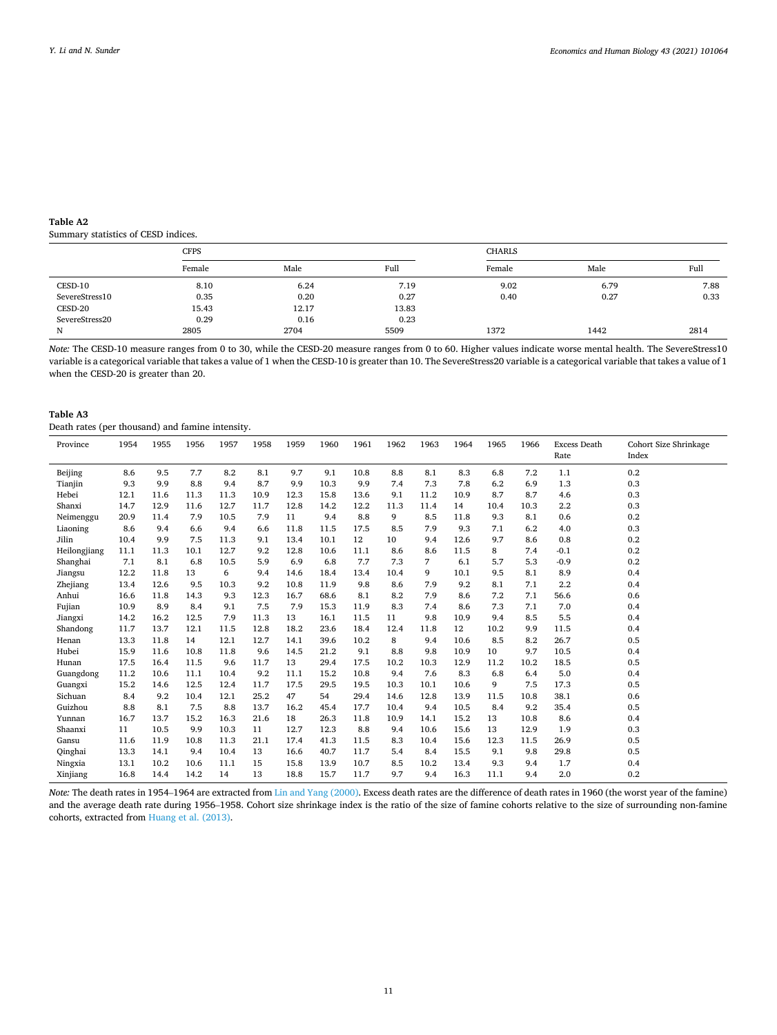**Table A2**
Summary statistics of CESD indices.

| | CFPS | | | CHARLS | | |
|---|---|---|---|---|---|---|
| | Female | Male | Full | Female | Male | Full |
| CESD-10 | 8.10 | 6.24 | 7.19 | 9.02 | 6.79 | 7.88 |
| SevereStress10 | 0.35 | 0.20 | 0.27 | 0.40 | 0.27 | 0.33 |
| CESD-20 | 15.43 | 12.17 | 13.83 | | | |
| SevereStress20 | 0.29 | 0.16 | 0.23 | | | |
| N | 2805 | 2704 | 5509 | 1372 | 1442 | 2814 |

*Note:* The CESD-10 measure ranges from 0 to 30, while the CESD-20 measure ranges from 0 to 60. Higher values indicate worse mental health. The SevereStress10 variable is a categorical variable that takes a value of 1 when the CESD-10 is greater than 10. The SevereStress20 variable is a categorical variable that takes a value of 1 when the CESD-20 is greater than 20.

**Table A3**
Death rates (per thousand) and famine intensity.

| Province | 1954 | 1955 | 1956 | 1957 | 1958 | 1959 | 1960 | 1961 | 1962 | 1963 | 1964 | 1965 | 1966 | Excess Death Rate | Cohort Size Shrinkage Index |
|---|---|---|---|---|---|---|---|---|---|---|---|---|---|---|---|
| Beijing | 8.6 | 9.5 | 7.7 | 8.2 | 8.1 | 9.7 | 9.1 | 10.8 | 8.8 | 8.1 | 8.3 | 6.8 | 7.2 | 1.1 | 0.2 |
| Tianjin | 9.3 | 9.9 | 8.8 | 9.4 | 8.7 | 9.9 | 10.3 | 9.9 | 7.4 | 7.3 | 7.8 | 6.2 | 6.9 | 1.3 | 0.3 |
| Hebei | 12.1 | 11.6 | 11.3 | 11.3 | 10.9 | 12.3 | 15.8 | 13.6 | 9.1 | 11.2 | 10.9 | 8.7 | 8.7 | 4.6 | 0.3 |
| Shanxi | 14.7 | 12.9 | 11.6 | 12.7 | 11.7 | 12.8 | 14.2 | 12.2 | 11.3 | 11.4 | 14 | 10.4 | 10.3 | 2.2 | 0.3 |
| Neimenggu | 20.9 | 11.4 | 7.9 | 10.5 | 7.9 | 11 | 9.4 | 8.8 | 9 | 8.5 | 11.8 | 9.3 | 8.1 | 0.6 | 0.2 |
| Liaoning | 8.6 | 9.4 | 6.6 | 9.4 | 6.6 | 11.8 | 11.5 | 17.5 | 8.5 | 7.9 | 9.3 | 7.1 | 6.2 | 4.0 | 0.3 |
| Jilin | 10.4 | 9.9 | 7.5 | 11.3 | 9.1 | 13.4 | 10.1 | 12 | 10 | 9.4 | 12.6 | 9.7 | 8.6 | 0.8 | 0.2 |
| Heilongjiang | 11.1 | 11.3 | 10.1 | 12.7 | 9.2 | 12.8 | 10.6 | 11.1 | 8.6 | 8.6 | 11.5 | 8 | 7.4 | -0.1 | 0.2 |
| Shanghai | 7.1 | 8.1 | 6.8 | 10.5 | 5.9 | 6.9 | 6.8 | 7.7 | 7.3 | 7 | 6.1 | 5.7 | 5.3 | -0.9 | 0.2 |
| Jiangsu | 12.2 | 11.8 | 13 | 6 | 9.4 | 14.6 | 18.4 | 13.4 | 10.4 | 9 | 10.1 | 9.5 | 8.1 | 8.9 | 0.4 |
| Zhejiang | 13.4 | 12.6 | 9.5 | 10.3 | 9.2 | 10.8 | 11.9 | 9.8 | 8.6 | 7.9 | 9.2 | 8.1 | 7.1 | 2.2 | 0.4 |
| Anhui | 16.6 | 11.8 | 14.3 | 9.3 | 12.3 | 16.7 | 68.6 | 8.1 | 8.2 | 7.9 | 8.6 | 7.2 | 7.1 | 56.6 | 0.6 |
| Fujian | 10.9 | 8.9 | 8.4 | 9.1 | 7.5 | 7.9 | 15.3 | 11.9 | 8.3 | 7.4 | 8.6 | 7.3 | 7.1 | 7.0 | 0.4 |
| Jiangxi | 14.2 | 16.2 | 12.5 | 7.9 | 11.3 | 13 | 16.1 | 11.5 | 11 | 9.8 | 10.9 | 9.4 | 8.5 | 5.5 | 0.4 |
| Shandong | 11.7 | 13.7 | 12.1 | 11.5 | 12.8 | 18.2 | 23.6 | 18.4 | 12.4 | 11.8 | 12 | 10.2 | 9.9 | 11.5 | 0.4 |
| Henan | 13.3 | 11.8 | 14 | 12.1 | 12.7 | 14.1 | 39.6 | 10.2 | 8 | 9.4 | 10.6 | 8.5 | 8.2 | 26.7 | 0.5 |
| Hubei | 15.9 | 11.6 | 10.8 | 11.8 | 9.6 | 14.5 | 21.2 | 9.1 | 8.8 | 9.8 | 10.9 | 10 | 9.7 | 10.5 | 0.4 |
| Hunan | 17.5 | 16.4 | 11.5 | 9.6 | 11.7 | 13 | 29.4 | 17.5 | 10.2 | 10.3 | 12.9 | 11.2 | 10.2 | 18.5 | 0.5 |
| Guangdong | 11.2 | 10.6 | 11.1 | 10.4 | 9.2 | 11.1 | 15.2 | 10.8 | 9.4 | 7.6 | 8.3 | 6.8 | 6.4 | 5.0 | 0.4 |
| Guangxi | 15.2 | 14.6 | 12.5 | 12.4 | 11.7 | 17.5 | 29.5 | 19.5 | 10.3 | 10.1 | 10.6 | 9 | 7.5 | 17.3 | 0.5 |
| Sichuan | 8.4 | 9.2 | 10.4 | 12.1 | 25.2 | 47 | 54 | 29.4 | 14.6 | 12.8 | 13.9 | 11.5 | 10.8 | 38.1 | 0.6 |
| Guizhou | 8.8 | 8.1 | 7.5 | 8.8 | 13.7 | 16.2 | 45.4 | 17.7 | 10.4 | 9.4 | 10.5 | 8.4 | 9.2 | 35.4 | 0.5 |
| Yunnan | 16.7 | 13.7 | 15.2 | 16.3 | 21.6 | 18 | 26.3 | 11.8 | 10.9 | 14.1 | 15.2 | 13 | 10.8 | 8.6 | 0.4 |
| Shaanxi | 11 | 10.5 | 9.9 | 10.3 | 11 | 12.7 | 12.3 | 8.8 | 9.4 | 10.6 | 15.6 | 13 | 12.9 | 1.9 | 0.3 |
| Gansu | 11.6 | 11.9 | 10.8 | 11.3 | 21.1 | 17.4 | 41.3 | 11.5 | 8.3 | 10.4 | 15.6 | 12.3 | 11.5 | 26.9 | 0.5 |
| Qinghai | 13.3 | 14.1 | 9.4 | 10.4 | 13 | 16.6 | 40.7 | 11.7 | 5.4 | 8.4 | 15.5 | 9.1 | 9.8 | 29.8 | 0.5 |
| Ningxia | 13.1 | 10.2 | 10.6 | 11.1 | 15 | 15.8 | 13.9 | 10.7 | 8.5 | 10.2 | 13.4 | 9.3 | 9.4 | 1.7 | 0.4 |
| Xinjiang | 16.8 | 14.4 | 14.2 | 14 | 13 | 18.8 | 15.7 | 11.7 | 9.7 | 9.4 | 16.3 | 11.1 | 9.4 | 2.0 | 0.2 |

*Note:* The death rates in 1954–1964 are extracted from Lin and Yang (2000). Excess death rates are the difference of death rates in 1960 (the worst year of the famine) and the average death rate during 1956–1958. Cohort size shrinkage index is the ratio of the size of famine cohorts relative to the size of surrounding non-famine cohorts, extracted from Huang et al. (2013).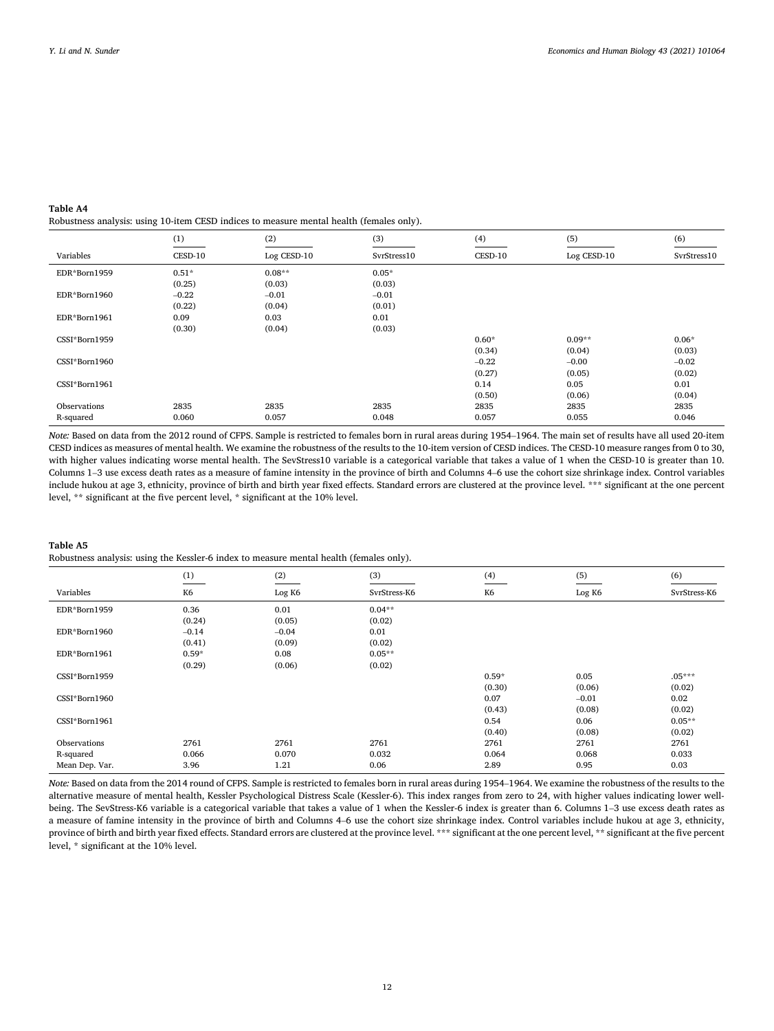**Table A4**

Robustness analysis: using 10-item CESD indices to measure mental health (females only).

| | (1) | (2) | (3) | (4) | (5) | (6) |
|---|---|---|---|---|---|---|
| Variables | CESD-10 | Log CESD-10 | SvrStress10 | CESD-10 | Log CESD-10 | SvrStress10 |
| EDR*Born1959 | 0.51* | 0.08** | 0.05* | | | |
| | (0.25) | (0.03) | (0.03) | | | |
| EDR*Born1960 | −0.22 | −0.01 | −0.01 | | | |
| | (0.22) | (0.04) | (0.01) | | | |
| EDR*Born1961 | 0.09 | 0.03 | 0.01 | | | |
| | (0.30) | (0.04) | (0.03) | | | |
| CSSI*Born1959 | | | | 0.60* | 0.09** | 0.06* |
| | | | | (0.34) | (0.04) | (0.03) |
| CSSI*Born1960 | | | | −0.22 | −0.00 | −0.02 |
| | | | | (0.27) | (0.05) | (0.02) |
| CSSI*Born1961 | | | | 0.14 | 0.05 | 0.01 |
| | | | | (0.50) | (0.06) | (0.04) |
| Observations | 2835 | 2835 | 2835 | 2835 | 2835 | 2835 |
| R-squared | 0.060 | 0.057 | 0.048 | 0.057 | 0.055 | 0.046 |

*Note:* Based on data from the 2012 round of CFPS. Sample is restricted to females born in rural areas during 1954–1964. The main set of results have all used 20-item CESD indices as measures of mental health. We examine the robustness of the results to the 10-item version of CESD indices. The CESD-10 measure ranges from 0 to 30, with higher values indicating worse mental health. The SevStress10 variable is a categorical variable that takes a value of 1 when the CESD-10 is greater than 10. Columns 1–3 use excess death rates as a measure of famine intensity in the province of birth and Columns 4–6 use the cohort size shrinkage index. Control variables include hukou at age 3, ethnicity, province of birth and birth year fixed effects. Standard errors are clustered at the province level. *** significant at the one percent level, ** significant at the five percent level, * significant at the 10% level.

**Table A5**

Robustness analysis: using the Kessler-6 index to measure mental health (females only).

| | (1) | (2) | (3) | (4) | (5) | (6) |
|---|---|---|---|---|---|---|
| Variables | K6 | Log K6 | SvrStress-K6 | K6 | Log K6 | SvrStress-K6 |
| EDR*Born1959 | 0.36 | 0.01 | 0.04** | | | |
| | (0.24) | (0.05) | (0.02) | | | |
| EDR*Born1960 | −0.14 | −0.04 | 0.01 | | | |
| | (0.41) | (0.09) | (0.02) | | | |
| EDR*Born1961 | 0.59* | 0.08 | 0.05** | | | |
| | (0.29) | (0.06) | (0.02) | | | |
| CSSI*Born1959 | | | | 0.59* | 0.05 | .05*** |
| | | | | (0.30) | (0.06) | (0.02) |
| CSSI*Born1960 | | | | 0.07 | −0.01 | 0.02 |
| | | | | (0.43) | (0.08) | (0.02) |
| CSSI*Born1961 | | | | 0.54 | 0.06 | 0.05** |
| | | | | (0.40) | (0.08) | (0.02) |
| Observations | 2761 | 2761 | 2761 | 2761 | 2761 | 2761 |
| R-squared | 0.066 | 0.070 | 0.032 | 0.064 | 0.068 | 0.033 |
| Mean Dep. Var. | 3.96 | 1.21 | 0.06 | 2.89 | 0.95 | 0.03 |

*Note:* Based on data from the 2014 round of CFPS. Sample is restricted to females born in rural areas during 1954–1964. We examine the robustness of the results to the alternative measure of mental health, Kessler Psychological Distress Scale (Kessler-6). This index ranges from zero to 24, with higher values indicating lower well-being. The SevStress-K6 variable is a categorical variable that takes a value of 1 when the Kessler-6 index is greater than 6. Columns 1–3 use excess death rates as a measure of famine intensity in the province of birth and Columns 4–6 use the cohort size shrinkage index. Control variables include hukou at age 3, ethnicity, province of birth and birth year fixed effects. Standard errors are clustered at the province level. *** significant at the one percent level, ** significant at the five percent level, * significant at the 10% level.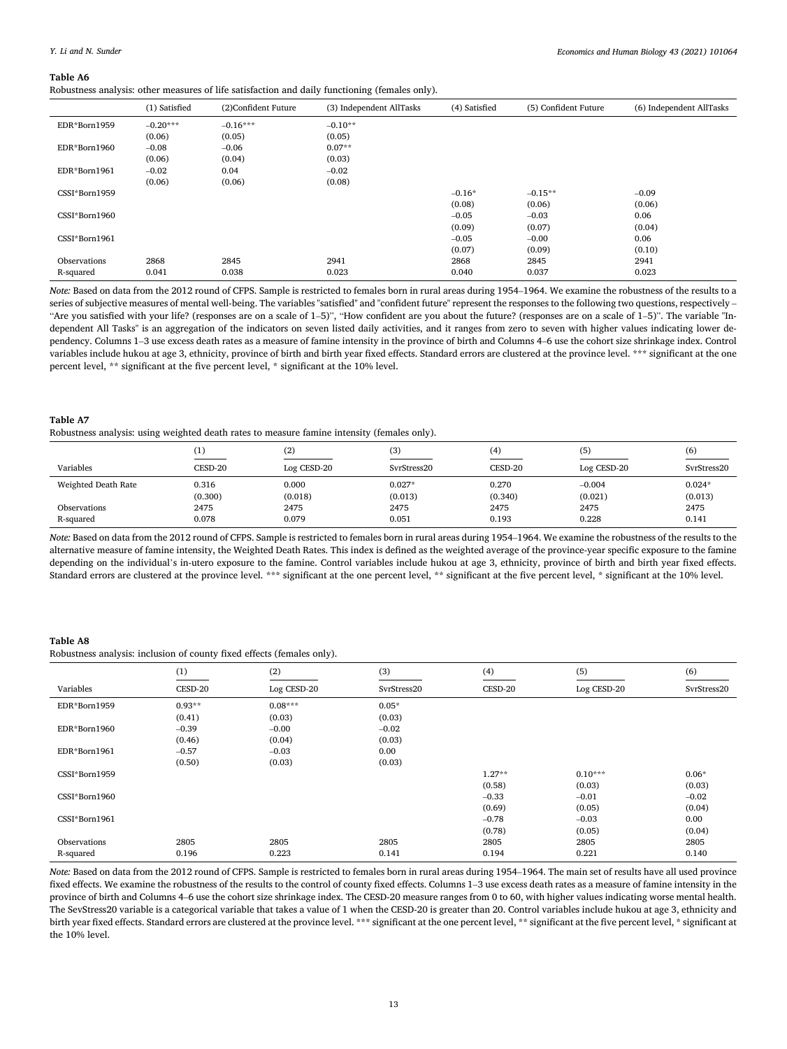**Table A6**

Robustness analysis: other measures of life satisfaction and daily functioning (females only).

| | (1) Satisfied | (2)Confident Future | (3) Independent AllTasks | (4) Satisfied | (5) Confident Future | (6) Independent AllTasks |
|---|---|---|---|---|---|---|
| EDR*Born1959 | −0.20*** | −0.16*** | −0.10** | | | |
| | (0.06) | (0.05) | (0.05) | | | |
| EDR*Born1960 | −0.08 | −0.06 | 0.07** | | | |
| | (0.06) | (0.04) | (0.03) | | | |
| EDR*Born1961 | −0.02 | 0.04 | −0.02 | | | |
| | (0.06) | (0.06) | (0.08) | | | |
| CSSI*Born1959 | | | | −0.16* | −0.15** | −0.09 |
| | | | | (0.08) | (0.06) | (0.06) |
| CSSI*Born1960 | | | | −0.05 | −0.03 | 0.06 |
| | | | | (0.09) | (0.07) | (0.04) |
| CSSI*Born1961 | | | | −0.05 | −0.00 | 0.06 |
| | | | | (0.07) | (0.09) | (0.10) |
| Observations | 2868 | 2845 | 2941 | 2868 | 2845 | 2941 |
| R-squared | 0.041 | 0.038 | 0.023 | 0.040 | 0.037 | 0.023 |

*Note:* Based on data from the 2012 round of CFPS. Sample is restricted to females born in rural areas during 1954–1964. We examine the robustness of the results to a series of subjective measures of mental well-being. The variables "satisfied" and "confident future" represent the responses to the following two questions, respectively – "Are you satisfied with your life? (responses are on a scale of 1–5)", "How confident are you about the future? (responses are on a scale of 1–5)". The variable "Independent All Tasks" is an aggregation of the indicators on seven listed daily activities, and it ranges from zero to seven with higher values indicating lower dependency. Columns 1–3 use excess death rates as a measure of famine intensity in the province of birth and Columns 4–6 use the cohort size shrinkage index. Control variables include hukou at age 3, ethnicity, province of birth and birth year fixed effects. Standard errors are clustered at the province level. *** significant at the one percent level, ** significant at the five percent level, * significant at the 10% level.

**Table A7**

Robustness analysis: using weighted death rates to measure famine intensity (females only).

| | (1) | (2) | (3) | (4) | (5) | (6) |
|---|---|---|---|---|---|---|
| Variables | CESD-20 | Log CESD-20 | SvrStress20 | CESD-20 | Log CESD-20 | SvrStress20 |
| Weighted Death Rate | 0.316 | 0.000 | 0.027* | 0.270 | −0.004 | 0.024* |
| | (0.300) | (0.018) | (0.013) | (0.340) | (0.021) | (0.013) |
| Observations | 2475 | 2475 | 2475 | 2475 | 2475 | 2475 |
| R-squared | 0.078 | 0.079 | 0.051 | 0.193 | 0.228 | 0.141 |

*Note:* Based on data from the 2012 round of CFPS. Sample is restricted to females born in rural areas during 1954–1964. We examine the robustness of the results to the alternative measure of famine intensity, the Weighted Death Rates. This index is defined as the weighted average of the province-year specific exposure to the famine depending on the individual's in-utero exposure to the famine. Control variables include hukou at age 3, ethnicity, province of birth and birth year fixed effects. Standard errors are clustered at the province level. *** significant at the one percent level, ** significant at the five percent level, * significant at the 10% level.

**Table A8**

Robustness analysis: inclusion of county fixed effects (females only).

| | (1) | (2) | (3) | (4) | (5) | (6) |
|---|---|---|---|---|---|---|
| Variables | CESD-20 | Log CESD-20 | SvrStress20 | CESD-20 | Log CESD-20 | SvrStress20 |
| EDR*Born1959 | 0.93** | 0.08*** | 0.05* | | | |
| | (0.41) | (0.03) | (0.03) | | | |
| EDR*Born1960 | −0.39 | −0.00 | −0.02 | | | |
| | (0.46) | (0.04) | (0.03) | | | |
| EDR*Born1961 | −0.57 | −0.03 | 0.00 | | | |
| | (0.50) | (0.03) | (0.03) | | | |
| CSSI*Born1959 | | | | 1.27** | 0.10*** | 0.06* |
| | | | | (0.58) | (0.03) | (0.03) |
| CSSI*Born1960 | | | | −0.33 | −0.01 | −0.02 |
| | | | | (0.69) | (0.05) | (0.04) |
| CSSI*Born1961 | | | | −0.78 | −0.03 | 0.00 |
| | | | | (0.78) | (0.05) | (0.04) |
| Observations | 2805 | 2805 | 2805 | 2805 | 2805 | 2805 |
| R-squared | 0.196 | 0.223 | 0.141 | 0.194 | 0.221 | 0.140 |

*Note:* Based on data from the 2012 round of CFPS. Sample is restricted to females born in rural areas during 1954–1964. The main set of results have all used province fixed effects. We examine the robustness of the results to the control of county fixed effects. Columns 1–3 use excess death rates as a measure of famine intensity in the province of birth and Columns 4–6 use the cohort size shrinkage index. The CESD-20 measure ranges from 0 to 60, with higher values indicating worse mental health. The SevStress20 variable is a categorical variable that takes a value of 1 when the CESD-20 is greater than 20. Control variables include hukou at age 3, ethnicity and birth year fixed effects. Standard errors are clustered at the province level. *** significant at the one percent level, ** significant at the five percent level, * significant at the 10% level.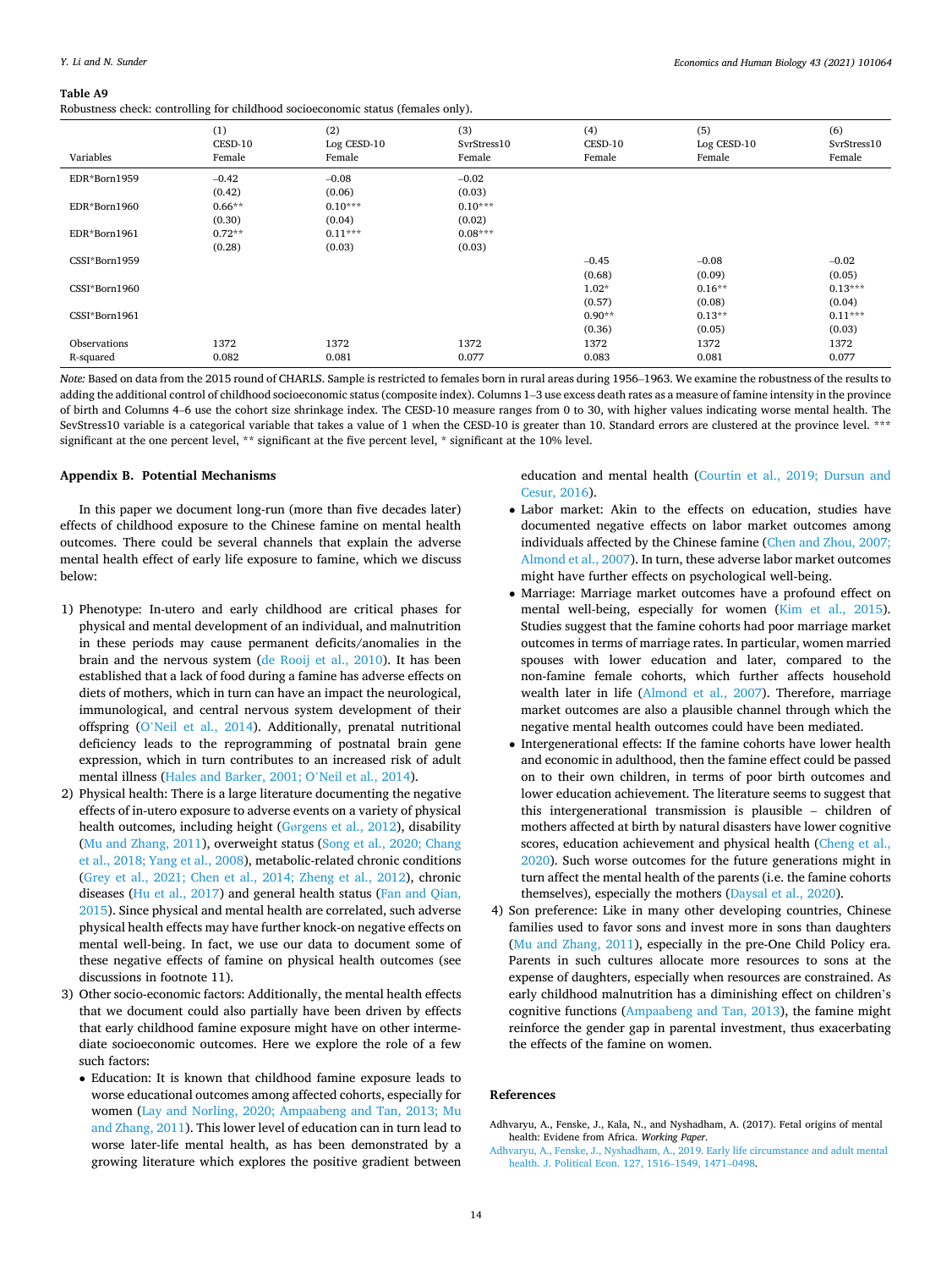**Table A9**
Robustness check: controlling for childhood socioeconomic status (females only).

| Variables | (1) CESD-10 Female | (2) Log CESD-10 Female | (3) SvrStress10 Female | (4) CESD-10 Female | (5) Log CESD-10 Female | (6) SvrStress10 Female |
|---|---|---|---|---|---|---|
| EDR*Born1959 | −0.42 | −0.08 | −0.02 | | | |
| | (0.42) | (0.06) | (0.03) | | | |
| EDR*Born1960 | 0.66** | 0.10*** | 0.10*** | | | |
| | (0.30) | (0.04) | (0.02) | | | |
| EDR*Born1961 | 0.72** | 0.11*** | 0.08*** | | | |
| | (0.28) | (0.03) | (0.03) | | | |
| CSSI*Born1959 | | | | −0.45 | −0.08 | −0.02 |
| | | | | (0.68) | (0.09) | (0.05) |
| CSSI*Born1960 | | | | 1.02* | 0.16** | 0.13*** |
| | | | | (0.57) | (0.08) | (0.04) |
| CSSI*Born1961 | | | | 0.90** | 0.13** | 0.11*** |
| | | | | (0.36) | (0.05) | (0.03) |
| Observations | 1372 | 1372 | 1372 | 1372 | 1372 | 1372 |
| R-squared | 0.082 | 0.081 | 0.077 | 0.083 | 0.081 | 0.077 |

*Note:* Based on data from the 2015 round of CHARLS. Sample is restricted to females born in rural areas during 1956–1963. We examine the robustness of the results to adding the additional control of childhood socioeconomic status (composite index). Columns 1–3 use excess death rates as a measure of famine intensity in the province of birth and Columns 4–6 use the cohort size shrinkage index. The CESD-10 measure ranges from 0 to 30, with higher values indicating worse mental health. The SevStress10 variable is a categorical variable that takes a value of 1 when the CESD-10 is greater than 10. Standard errors are clustered at the province level. *** significant at the one percent level, ** significant at the five percent level, * significant at the 10% level.

## Appendix B. Potential Mechanisms

In this paper we document long-run (more than five decades later) effects of childhood exposure to the Chinese famine on mental health outcomes. There could be several channels that explain the adverse mental health effect of early life exposure to famine, which we discuss below:

1) Phenotype: In-utero and early childhood are critical phases for physical and mental development of an individual, and malnutrition in these periods may cause permanent deficits/anomalies in the brain and the nervous system (de Rooij et al., 2010). It has been established that a lack of food during a famine has adverse effects on diets of mothers, which in turn can have an impact the neurological, immunological, and central nervous system development of their offspring (O'Neil et al., 2014). Additionally, prenatal nutritional deficiency leads to the reprogramming of postnatal brain gene expression, which in turn contributes to an increased risk of adult mental illness (Hales and Barker, 2001; O'Neil et al., 2014).
2) Physical health: There is a large literature documenting the negative effects of in-utero exposure to adverse events on a variety of physical health outcomes, including height (Gørgens et al., 2012), disability (Mu and Zhang, 2011), overweight status (Song et al., 2020; Chang et al., 2018; Yang et al., 2008), metabolic-related chronic conditions (Grey et al., 2021; Chen et al., 2014; Zheng et al., 2012), chronic diseases (Hu et al., 2017) and general health status (Fan and Qian, 2015). Since physical and mental health are correlated, such adverse physical health effects may have further knock-on negative effects on mental well-being. In fact, we use our data to document some of these negative effects of famine on physical health outcomes (see discussions in footnote 11).
3) Other socio-economic factors: Additionally, the mental health effects that we document could also partially have been driven by effects that early childhood famine exposure might have on other intermediate socioeconomic outcomes. Here we explore the role of a few such factors:
   - Education: It is known that childhood famine exposure leads to worse educational outcomes among affected cohorts, especially for women (Lay and Norling, 2020; Ampaabeng and Tan, 2013; Mu and Zhang, 2011). This lower level of education can in turn lead to worse later-life mental health, as has been demonstrated by a growing literature which explores the positive gradient between education and mental health (Courtin et al., 2019; Dursun and Cesur, 2016).
   - Labor market: Akin to the effects on education, studies have documented negative effects on labor market outcomes among individuals affected by the Chinese famine (Chen and Zhou, 2007; Almond et al., 2007). In turn, these adverse labor market outcomes might have further effects on psychological well-being.
   - Marriage: Marriage market outcomes have a profound effect on mental well-being, especially for women (Kim et al., 2015). Studies suggest that the famine cohorts had poor marriage market outcomes in terms of marriage rates. In particular, women married spouses with lower education and later, compared to the non-famine female cohorts, which further affects household wealth later in life (Almond et al., 2007). Therefore, marriage market outcomes are also a plausible channel through which the negative mental health outcomes could have been mediated.
   - Intergenerational effects: If the famine cohorts have lower health and economic in adulthood, then the famine effect could be passed on to their own children, in terms of poor birth outcomes and lower education achievement. The literature seems to suggest that this intergenerational transmission is plausible – children of mothers affected at birth by natural disasters have lower cognitive scores, education achievement and physical health (Cheng et al., 2020). Such worse outcomes for the future generations might in turn affect the mental health of the parents (i.e. the famine cohorts themselves), especially the mothers (Daysal et al., 2020).
4) Son preference: Like in many other developing countries, Chinese families used to favor sons and invest more in sons than daughters (Mu and Zhang, 2011), especially in the pre-One Child Policy era. Parents in such cultures allocate more resources to sons at the expense of daughters, especially when resources are constrained. As early childhood malnutrition has a diminishing effect on children's cognitive functions (Ampaabeng and Tan, 2013), the famine might reinforce the gender gap in parental investment, thus exacerbating the effects of the famine on women.

## References

Adhvaryu, A., Fenske, J., Kala, N., and Nyshadham, A. (2017). Fetal origins of mental health: Evidene from Africa. *Working Paper*.

Adhvaryu, A., Fenske, J., Nyshadham, A., 2019. Early life circumstance and adult mental health. J. Political Econ. 127, 1516–1549, 1471–0498.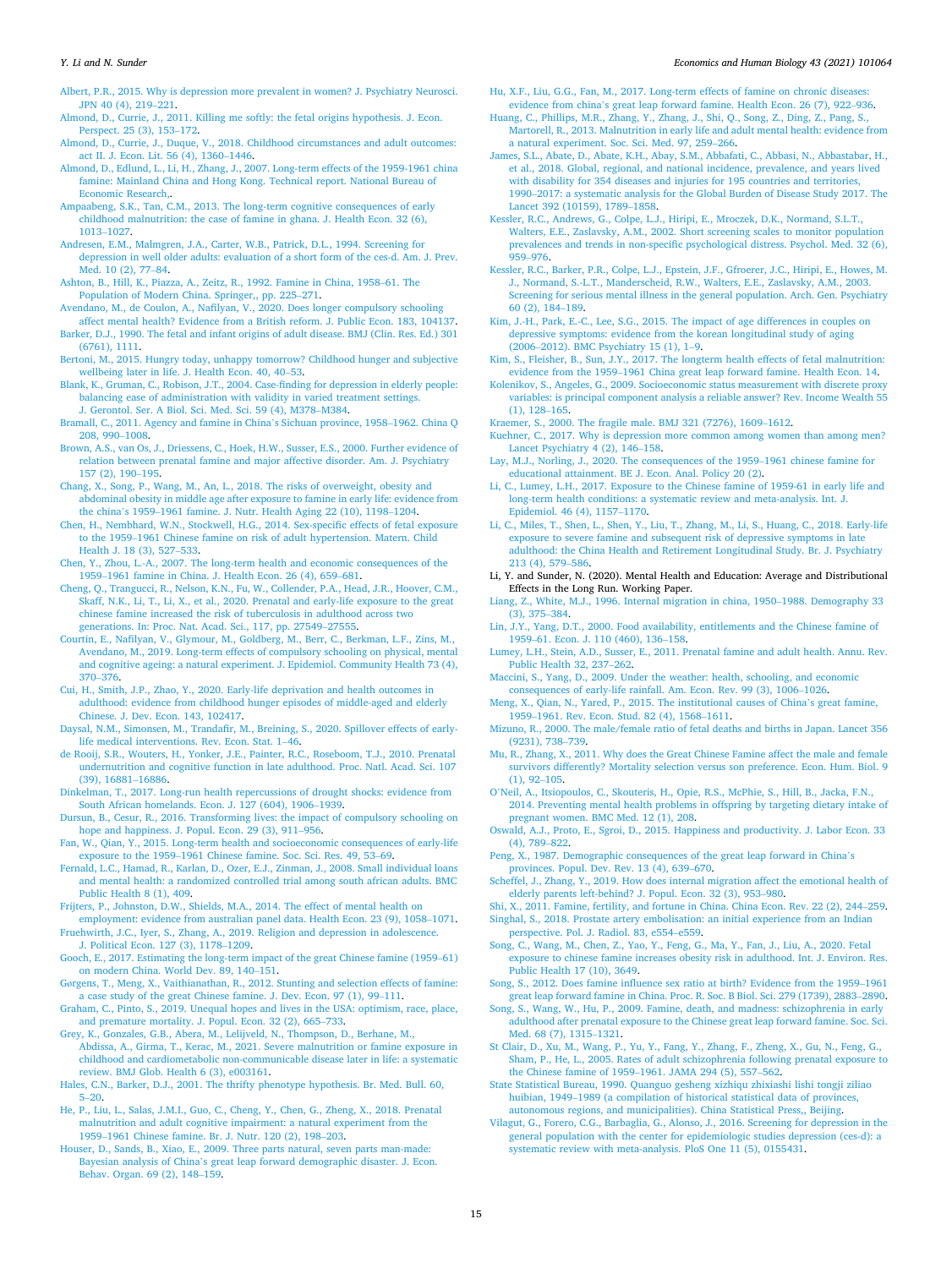Albert, P.R., 2015. Why is depression more prevalent in women? J. Psychiatry Neurosci. JPN 40 (4), 219–221.

Almond, D., Currie, J., 2011. Killing me softly: the fetal origins hypothesis. J. Econ. Perspect. 25 (3), 153–172.

Almond, D., Currie, J., Duque, V., 2018. Childhood circumstances and adult outcomes: act II. J. Econ. Lit. 56 (4), 1360–1446.

Almond, D., Edlund, L., Li, H., Zhang, J., 2007. Long-term effects of the 1959-1961 china famine: Mainland China and Hong Kong. Technical report. National Bureau of Economic Research,.

Ampaabeng, S.K., Tan, C.M., 2013. The long-term cognitive consequences of early childhood malnutrition: the case of famine in ghana. J. Health Econ. 32 (6), 1013–1027.

Andresen, E.M., Malmgren, J.A., Carter, W.B., Patrick, D.L., 1994. Screening for depression in well older adults: evaluation of a short form of the ces-d. Am. J. Prev. Med. 10 (2), 77–84.

Ashton, B., Hill, K., Piazza, A., Zeitz, R., 1992. Famine in China, 1958–61. The Population of Modern China. Springer,, pp. 225–271.

Avendano, M., de Coulon, A., Nafilyan, V., 2020. Does longer compulsory schooling affect mental health? Evidence from a British reform. J. Public Econ. 183, 104137.

Barker, D.J., 1990. The fetal and infant origins of adult disease. BMJ (Clin. Res. Ed.) 301 (6761), 1111.

Bertoni, M., 2015. Hungry today, unhappy tomorrow? Childhood hunger and subjective wellbeing later in life. J. Health Econ. 40, 40–53.

Blank, K., Gruman, C., Robison, J.T., 2004. Case-finding for depression in elderly people: balancing ease of administration with validity in varied treatment settings. J. Gerontol. Ser. A Biol. Sci. Med. Sci. 59 (4), M378–M384.

Bramall, C., 2011. Agency and famine in China's Sichuan province, 1958–1962. China Q 208, 990–1008.

Brown, A.S., van Os, J., Driessens, C., Hoek, H.W., Susser, E.S., 2000. Further evidence of relation between prenatal famine and major affective disorder. Am. J. Psychiatry 157 (2), 190–195.

Chang, X., Song, P., Wang, M., An, L., 2018. The risks of overweight, obesity and abdominal obesity in middle age after exposure to famine in early life: evidence from the china's 1959–1961 famine. J. Nutr. Health Aging 22 (10), 1198–1204.

Chen, H., Nembhard, W.N., Stockwell, H.G., 2014. Sex-specific effects of fetal exposure to the 1959–1961 Chinese famine on risk of adult hypertension. Matern. Child Health J. 18 (3), 527–533.

Chen, Y., Zhou, L.-A., 2007. The long-term health and economic consequences of the 1959–1961 famine in China. J. Health Econ. 26 (4), 659–681.

Cheng, Q., Trangucci, R., Nelson, K.N., Fu, W., Collender, P.A., Head, J.R., Hoover, C.M., Skaff, N.K., Li, T., Li, X., et al., 2020. Prenatal and early-life exposure to the great chinese famine increased the risk of tuberculosis in adulthood across two generations. In: Proc. Nat. Acad. Sci., 117, pp. 27549–27555.

Courtin, E., Nafilyan, V., Glymour, M., Goldberg, M., Berr, C., Berkman, L.F., Zins, M., Avendano, M., 2019. Long-term effects of compulsory schooling on physical, mental and cognitive ageing: a natural experiment. J. Epidemiol. Community Health 73 (4), 370–376.

Cui, H., Smith, J.P., Zhao, Y., 2020. Early-life deprivation and health outcomes in adulthood: evidence from childhood hunger episodes of middle-aged and elderly Chinese. J. Dev. Econ. 143, 102417.

Daysal, N.M., Simonsen, M., Trandafir, M., Breining, S., 2020. Spillover effects of early-life medical interventions. Rev. Econ. Stat. 1–46.

de Rooij, S.R., Wouters, H., Yonker, J.E., Painter, R.C., Roseboom, T.J., 2010. Prenatal undernutrition and cognitive function in late adulthood. Proc. Natl. Acad. Sci. 107 (39), 16881–16886.

Dinkelman, T., 2017. Long-run health repercussions of drought shocks: evidence from South African homelands. Econ. J. 127 (604), 1906–1939.

Dursun, B., Cesur, R., 2016. Transforming lives: the impact of compulsory schooling on hope and happiness. J. Popul. Econ. 29 (3), 911–956.

Fan, W., Qian, Y., 2015. Long-term health and socioeconomic consequences of early-life exposure to the 1959–1961 Chinese famine. Soc. Sci. Res. 49, 53–69.

Fernald, L.C., Hamad, R., Karlan, D., Ozer, E.J., Zinman, J., 2008. Small individual loans and mental health: a randomized controlled trial among south african adults. BMC Public Health 8 (1), 409.

Frijters, P., Johnston, D.W., Shields, M.A., 2014. The effect of mental health on employment: evidence from australian panel data. Health Econ. 23 (9), 1058–1071.

Fruehwirth, J.C., Iyer, S., Zhang, A., 2019. Religion and depression in adolescence. J. Political Econ. 127 (3), 1178–1209.

Gooch, E., 2017. Estimating the long-term impact of the great Chinese famine (1959–61) on modern China. World Dev. 89, 140–151.

Gørgens, T., Meng, X., Vaithianathan, R., 2012. Stunting and selection effects of famine: a case study of the great Chinese famine. J. Dev. Econ. 97 (1), 99–111.

Graham, C., Pinto, S., 2019. Unequal hopes and lives in the USA: optimism, race, place, and premature mortality. J. Popul. Econ. 32 (2), 665–733.

Grey, K., Gonzales, G.B., Abera, M., Lelijveld, N., Thompson, D., Berhane, M., Abdissa, A., Girma, T., Kerac, M., 2021. Severe malnutrition or famine exposure in childhood and cardiometabolic non-communicable disease later in life: a systematic review. BMJ Glob. Health 6 (3), e003161.

Hales, C.N., Barker, D.J., 2001. The thrifty phenotype hypothesis. Br. Med. Bull. 60, 5–20.

He, P., Liu, L., Salas, J.M.I., Guo, C., Cheng, Y., Chen, G., Zheng, X., 2018. Prenatal malnutrition and adult cognitive impairment: a natural experiment from the 1959–1961 Chinese famine. Br. J. Nutr. 120 (2), 198–203.

Houser, D., Sands, B., Xiao, E., 2009. Three parts natural, seven parts man-made: Bayesian analysis of China's great leap forward demographic disaster. J. Econ. Behav. Organ. 69 (2), 148–159.

Hu, X.F., Liu, G.G., Fan, M., 2017. Long-term effects of famine on chronic diseases: evidence from china's great leap forward famine. Health Econ. 26 (7), 922–936.

Huang, C., Phillips, M.R., Zhang, Y., Zhang, J., Shi, Q., Song, Z., Ding, Z., Pang, S., Martorell, R., 2013. Malnutrition in early life and adult mental health: evidence from a natural experiment. Soc. Sci. Med. 97, 259–266.

James, S.L., Abate, D., Abate, K.H., Abay, S.M., Abbafati, C., Abbasi, N., Abbastabar, H., et al., 2018. Global, regional, and national incidence, prevalence, and years lived with disability for 354 diseases and injuries for 195 countries and territories, 1990–2017: a systematic analysis for the Global Burden of Disease Study 2017. The Lancet 392 (10159), 1789–1858.

Kessler, R.C., Andrews, G., Colpe, L.J., Hiripi, E., Mroczek, D.K., Normand, S.L.T., Walters, E.E., Zaslavsky, A.M., 2002. Short screening scales to monitor population prevalences and trends in non-specific psychological distress. Psychol. Med. 32 (6), 959–976.

Kessler, R.C., Barker, P.R., Colpe, L.J., Epstein, J.F., Gfroerer, J.C., Hiripi, E., Howes, M. J., Normand, S.-L.T., Manderscheid, R.W., Walters, E.E., Zaslavsky, A.M., 2003. Screening for serious mental illness in the general population. Arch. Gen. Psychiatry 60 (2), 184–189.

Kim, J.-H., Park, E.-C., Lee, S.G., 2015. The impact of age differences in couples on depressive symptoms: evidence from the korean longitudinal study of aging (2006–2012). BMC Psychiatry 15 (1), 1–9.

Kim, S., Fleisher, B., Sun, J.Y., 2017. The longterm health effects of fetal malnutrition: evidence from the 1959–1961 China great leap forward famine. Health Econ. 14.

Kolenikov, S., Angeles, G., 2009. Socioeconomic status measurement with discrete proxy variables: is principal component analysis a reliable answer? Rev. Income Wealth 55 (1), 128–165.

Kraemer, S., 2000. The fragile male. BMJ 321 (7276), 1609–1612.

Kuehner, C., 2017. Why is depression more common among women than among men? Lancet Psychiatry 4 (2), 146–158.

Lay, M.J., Norling, J., 2020. The consequences of the 1959–1961 chinese famine for educational attainment. BE J. Econ. Anal. Policy 20 (2).

Li, C., Lumey, L.H., 2017. Exposure to the Chinese famine of 1959-61 in early life and long-term health conditions: a systematic review and meta-analysis. Int. J. Epidemiol. 46 (4), 1157–1170.

Li, C., Miles, T., Shen, L., Shen, Y., Liu, T., Zhang, M., Li, S., Huang, C., 2018. Early-life exposure to severe famine and subsequent risk of depressive symptoms in late adulthood: the China Health and Retirement Longitudinal Study. Br. J. Psychiatry 213 (4), 579–586.

Li, Y. and Sunder, N. (2020). Mental Health and Education: Average and Distributional Effects in the Long Run. Working Paper.

Liang, Z., White, M.J., 1996. Internal migration in china, 1950–1988. Demography 33 (3), 375–384.

Lin, J.Y., Yang, D.T., 2000. Food availability, entitlements and the Chinese famine of 1959–61. Econ. J. 110 (460), 136–158.

Lumey, L.H., Stein, A.D., Susser, E., 2011. Prenatal famine and adult health. Annu. Rev. Public Health 32, 237–262.

Maccini, S., Yang, D., 2009. Under the weather: health, schooling, and economic consequences of early-life rainfall. Am. Econ. Rev. 99 (3), 1006–1026.

Meng, X., Qian, N., Yared, P., 2015. The institutional causes of China's great famine, 1959–1961. Rev. Econ. Stud. 82 (4), 1568–1611.

Mizuno, R., 2000. The male/female ratio of fetal deaths and births in Japan. Lancet 356 (9231), 738–739.

Mu, R., Zhang, X., 2011. Why does the Great Chinese Famine affect the male and female survivors differently? Mortality selection versus son preference. Econ. Hum. Biol. 9 (1), 92–105.

O'Neil, A., Itsiopoulos, C., Skouteris, H., Opie, R.S., McPhie, S., Hill, B., Jacka, F.N., 2014. Preventing mental health problems in offspring by targeting dietary intake of pregnant women. BMC Med. 12 (1), 208.

Oswald, A.J., Proto, E., Sgroi, D., 2015. Happiness and productivity. J. Labor Econ. 33 (4), 789–822.

Peng, X., 1987. Demographic consequences of the great leap forward in China's provinces. Popul. Dev. Rev. 13 (4), 639–670.

Scheffel, J., Zhang, Y., 2019. How does internal migration affect the emotional health of elderly parents left-behind? J. Popul. Econ. 32 (3), 953–980.

Shi, X., 2011. Famine, fertility, and fortune in China. China Econ. Rev. 22 (2), 244–259.

Singhal, S., 2018. Prostate artery embolisation: an initial experience from an Indian perspective. Pol. J. Radiol. 83, e554–e559.

Song, C., Wang, M., Chen, Z., Yao, Y., Feng, G., Ma, Y., Fan, J., Liu, A., 2020. Fetal exposure to chinese famine increases obesity risk in adulthood. Int. J. Environ. Res. Public Health 17 (10), 3649.

Song, S., 2012. Does famine influence sex ratio at birth? Evidence from the 1959–1961 great leap forward famine in China. Proc. R. Soc. B Biol. Sci. 279 (1739), 2883–2890.

Song, S., Wang, W., Hu, P., 2009. Famine, death, and madness: schizophrenia in early adulthood after prenatal exposure to the Chinese great leap forward famine. Soc. Sci. Med. 68 (7), 1315–1321.

St Clair, D., Xu, M., Wang, P., Yu, Y., Fang, Y., Zhang, F., Zheng, X., Gu, N., Feng, G., Sham, P., He, L., 2005. Rates of adult schizophrenia following prenatal exposure to the Chinese famine of 1959–1961. JAMA 294 (5), 557–562.

State Statistical Bureau, 1990. Quanguo gesheng xizhiqu zhixiashi lishi tongji ziliao huibian, 1949–1989 (a compilation of historical statistical data of provinces, autonomous regions, and municipalities). China Statistical Press,, Beijing.

Vilagut, G., Forero, C.G., Barbaglia, G., Alonso, J., 2016. Screening for depression in the general population with the center for epidemiologic studies depression (ces-d): a systematic review with meta-analysis. PloS One 11 (5), 0155431.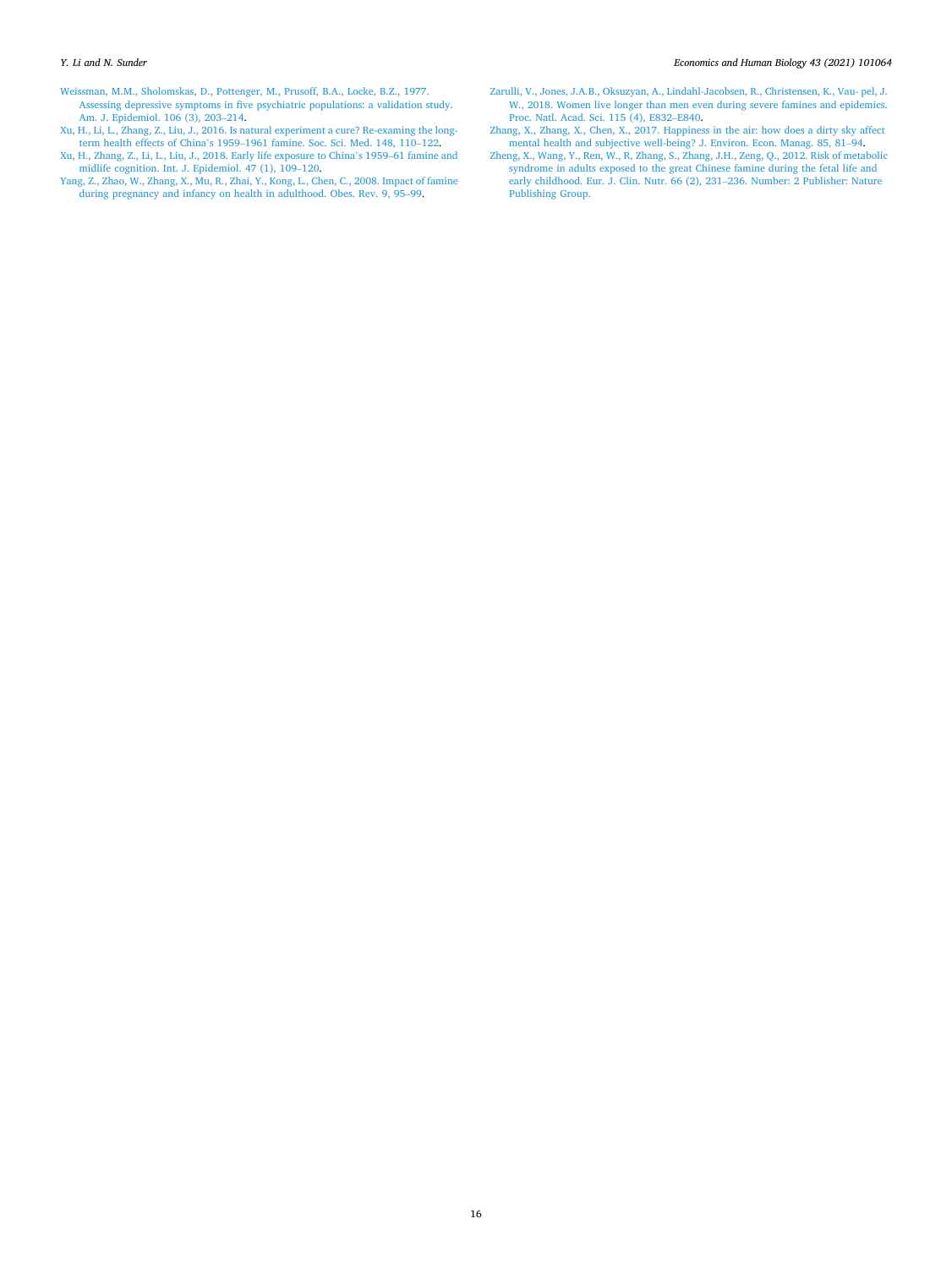Weissman, M.M., Sholomskas, D., Pottenger, M., Prusoff, B.A., Locke, B.Z., 1977. Assessing depressive symptoms in five psychiatric populations: a validation study. Am. J. Epidemiol. 106 (3), 203–214.

Xu, H., Li, L., Zhang, Z., Liu, J., 2016. Is natural experiment a cure? Re-examing the long-term health effects of China's 1959–1961 famine. Soc. Sci. Med. 148, 110–122.

Xu, H., Zhang, Z., Li, L., Liu, J., 2018. Early life exposure to China's 1959–61 famine and midlife cognition. Int. J. Epidemiol. 47 (1), 109–120.

Yang, Z., Zhao, W., Zhang, X., Mu, R., Zhai, Y., Kong, L., Chen, C., 2008. Impact of famine during pregnancy and infancy on health in adulthood. Obes. Rev. 9, 95–99.

Zarulli, V., Jones, J.A.B., Oksuzyan, A., Lindahl-Jacobsen, R., Christensen, K., Vau- pel, J. W., 2018. Women live longer than men even during severe famines and epidemics. Proc. Natl. Acad. Sci. 115 (4), E832–E840.

Zhang, X., Zhang, X., Chen, X., 2017. Happiness in the air: how does a dirty sky affect mental health and subjective well-being? J. Environ. Econ. Manag. 85, 81–94.

Zheng, X., Wang, Y., Ren, W., R, Zhang, S., Zhang, J.H., Zeng, Q., 2012. Risk of metabolic syndrome in adults exposed to the great Chinese famine during the fetal life and early childhood. Eur. J. Clin. Nutr. 66 (2), 231–236. Number: 2 Publisher: Nature Publishing Group.